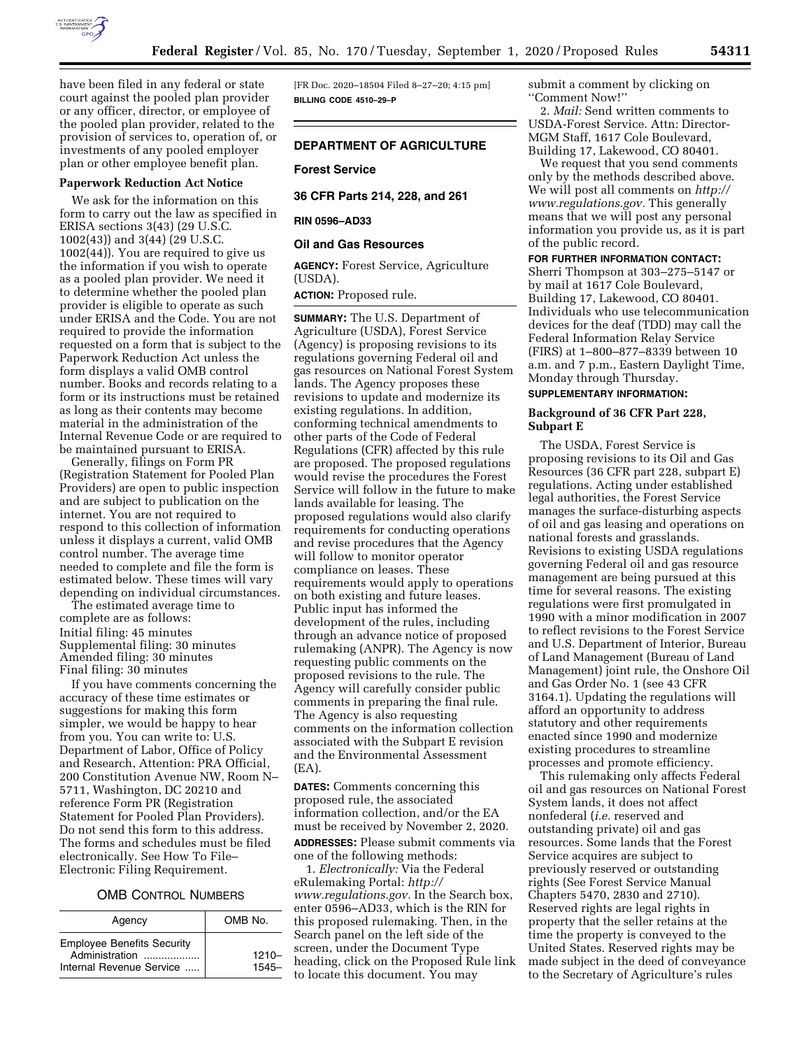have been filed in any federal or state court against the pooled plan provider or any officer, director, or employee of the pooled plan provider, related to the provision of services to, operation of, or investments of any pooled employer plan or other employee benefit plan.

**Paperwork Reduction Act Notice**

We ask for the information on this form to carry out the law as specified in ERISA sections 3(43) (29 U.S.C. 1002(43)) and 3(44) (29 U.S.C. 1002(44)). You are required to give us the information if you wish to operate as a pooled plan provider. We need it to determine whether the pooled plan provider is eligible to operate as such under ERISA and the Code. You are not required to provide the information requested on a form that is subject to the Paperwork Reduction Act unless the form displays a valid OMB control number. Books and records relating to a form or its instructions must be retained as long as their contents may become material in the administration of the Internal Revenue Code or are required to be maintained pursuant to ERISA.

Generally, filings on Form PR (Registration Statement for Pooled Plan Providers) are open to public inspection and are subject to publication on the internet. You are not required to respond to this collection of information unless it displays a current, valid OMB control number. The average time needed to complete and file the form is estimated below. These times will vary depending on individual circumstances.

The estimated average time to complete are as follows:
Initial filing: 45 minutes
Supplemental filing: 30 minutes
Amended filing: 30 minutes
Final filing: 30 minutes

If you have comments concerning the accuracy of these time estimates or suggestions for making this form simpler, we would be happy to hear from you. You can write to: U.S. Department of Labor, Office of Policy and Research, Attention: PRA Official, 200 Constitution Avenue NW, Room N–5711, Washington, DC 20210 and reference Form PR (Registration Statement for Pooled Plan Providers). Do not send this form to this address. The forms and schedules must be filed electronically. See How To File–Electronic Filing Requirement.

OMB CONTROL NUMBERS

| Agency | OMB No. |
|---|---|
| Employee Benefits Security Administration | 1210– |
| Internal Revenue Service | 1545– |

[FR Doc. 2020–18504 Filed 8–27–20; 4:15 pm]
**BILLING CODE 4510–29–P**

## DEPARTMENT OF AGRICULTURE

### Forest Service

### 36 CFR Parts 214, 228, and 261

### RIN 0596–AD33

### Oil and Gas Resources

**AGENCY:** Forest Service, Agriculture (USDA).

**ACTION:** Proposed rule.

**SUMMARY:** The U.S. Department of Agriculture (USDA), Forest Service (Agency) is proposing revisions to its regulations governing Federal oil and gas resources on National Forest System lands. The Agency proposes these revisions to update and modernize its existing regulations. In addition, conforming technical amendments to other parts of the Code of Federal Regulations (CFR) affected by this rule are proposed. The proposed regulations would revise the procedures the Forest Service will follow in the future to make lands available for leasing. The proposed regulations would also clarify requirements for conducting operations and revise procedures that the Agency will follow to monitor operator compliance on leases. These requirements would apply to operations on both existing and future leases. Public input has informed the development of the rules, including through an advance notice of proposed rulemaking (ANPR). The Agency is now requesting public comments on the proposed revisions to the rule. The Agency will carefully consider public comments in preparing the final rule. The Agency is also requesting comments on the information collection associated with the Subpart E revision and the Environmental Assessment (EA).

**DATES:** Comments concerning this proposed rule, the associated information collection, and/or the EA must be received by November 2, 2020.

**ADDRESSES:** Please submit comments via one of the following methods:

1. *Electronically:* Via the Federal eRulemaking Portal: *http://www.regulations.gov.* In the Search box, enter 0596–AD33, which is the RIN for this proposed rulemaking. Then, in the Search panel on the left side of the screen, under the Document Type heading, click on the Proposed Rule link to locate this document. You may submit a comment by clicking on ''Comment Now!''

2. *Mail:* Send written comments to USDA-Forest Service. Attn: Director-MGM Staff, 1617 Cole Boulevard, Building 17, Lakewood, CO 80401.

We request that you send comments only by the methods described above. We will post all comments on *http://www.regulations.gov.* This generally means that we will post any personal information you provide us, as it is part of the public record.

**FOR FURTHER INFORMATION CONTACT:** Sherri Thompson at 303–275–5147 or by mail at 1617 Cole Boulevard, Building 17, Lakewood, CO 80401. Individuals who use telecommunication devices for the deaf (TDD) may call the Federal Information Relay Service (FIRS) at 1–800–877–8339 between 10 a.m. and 7 p.m., Eastern Daylight Time, Monday through Thursday.

**SUPPLEMENTARY INFORMATION:**

**Background of 36 CFR Part 228, Subpart E**

The USDA, Forest Service is proposing revisions to its Oil and Gas Resources (36 CFR part 228, subpart E) regulations. Acting under established legal authorities, the Forest Service manages the surface-disturbing aspects of oil and gas leasing and operations on national forests and grasslands. Revisions to existing USDA regulations governing Federal oil and gas resource management are being pursued at this time for several reasons. The existing regulations were first promulgated in 1990 with a minor modification in 2007 to reflect revisions to the Forest Service and U.S. Department of Interior, Bureau of Land Management (Bureau of Land Management) joint rule, the Onshore Oil and Gas Order No. 1 (see 43 CFR 3164.1). Updating the regulations will afford an opportunity to address statutory and other requirements enacted since 1990 and modernize existing procedures to streamline processes and promote efficiency.

This rulemaking only affects Federal oil and gas resources on National Forest System lands, it does not affect nonfederal (*i.e.* reserved and outstanding private) oil and gas resources. Some lands that the Forest Service acquires are subject to previously reserved or outstanding rights (See Forest Service Manual Chapters 5470, 2830 and 2710). Reserved rights are legal rights in property that the seller retains at the time the property is conveyed to the United States. Reserved rights may be made subject in the deed of conveyance to the Secretary of Agriculture's rules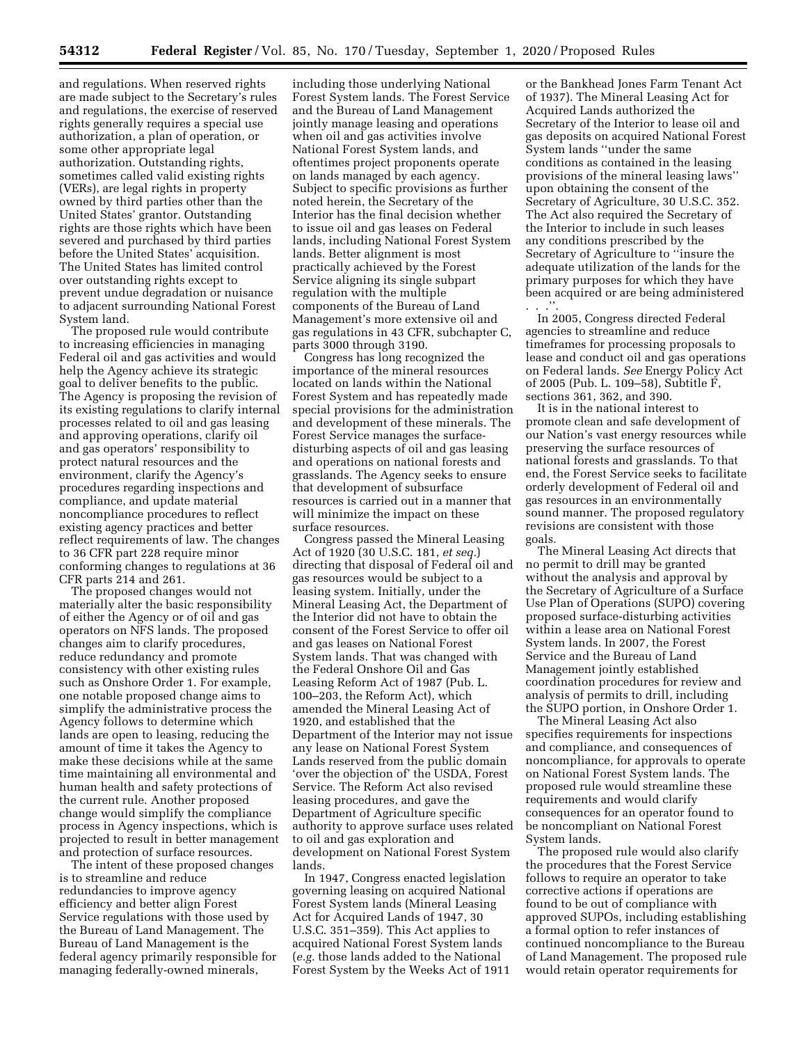and regulations. When reserved rights are made subject to the Secretary's rules and regulations, the exercise of reserved rights generally requires a special use authorization, a plan of operation, or some other appropriate legal authorization. Outstanding rights, sometimes called valid existing rights (VERs), are legal rights in property owned by third parties other than the United States' grantor. Outstanding rights are those rights which have been severed and purchased by third parties before the United States' acquisition. The United States has limited control over outstanding rights except to prevent undue degradation or nuisance to adjacent surrounding National Forest System land.

The proposed rule would contribute to increasing efficiencies in managing Federal oil and gas activities and would help the Agency achieve its strategic goal to deliver benefits to the public. The Agency is proposing the revision of its existing regulations to clarify internal processes related to oil and gas leasing and approving operations, clarify oil and gas operators' responsibility to protect natural resources and the environment, clarify the Agency's procedures regarding inspections and compliance, and update material noncompliance procedures to reflect existing agency practices and better reflect requirements of law. The changes to 36 CFR part 228 require minor conforming changes to regulations at 36 CFR parts 214 and 261.

The proposed changes would not materially alter the basic responsibility of either the Agency or of oil and gas operators on NFS lands. The proposed changes aim to clarify procedures, reduce redundancy and promote consistency with other existing rules such as Onshore Order 1. For example, one notable proposed change aims to simplify the administrative process the Agency follows to determine which lands are open to leasing, reducing the amount of time it takes the Agency to make these decisions while at the same time maintaining all environmental and human health and safety protections of the current rule. Another proposed change would simplify the compliance process in Agency inspections, which is projected to result in better management and protection of surface resources.

The intent of these proposed changes is to streamline and reduce redundancies to improve agency efficiency and better align Forest Service regulations with those used by the Bureau of Land Management. The Bureau of Land Management is the federal agency primarily responsible for managing federally-owned minerals, including those underlying National Forest System lands. The Forest Service and the Bureau of Land Management jointly manage leasing and operations when oil and gas activities involve National Forest System lands, and oftentimes project proponents operate on lands managed by each agency. Subject to specific provisions as further noted herein, the Secretary of the Interior has the final decision whether to issue oil and gas leases on Federal lands, including National Forest System lands. Better alignment is most practically achieved by the Forest Service aligning its single subpart regulation with the multiple components of the Bureau of Land Management's more extensive oil and gas regulations in 43 CFR, subchapter C, parts 3000 through 3190.

Congress has long recognized the importance of the mineral resources located on lands within the National Forest System and has repeatedly made special provisions for the administration and development of these minerals. The Forest Service manages the surface-disturbing aspects of oil and gas leasing and operations on national forests and grasslands. The Agency seeks to ensure that development of subsurface resources is carried out in a manner that will minimize the impact on these surface resources.

Congress passed the Mineral Leasing Act of 1920 (30 U.S.C. 181, *et seq.*) directing that disposal of Federal oil and gas resources would be subject to a leasing system. Initially, under the Mineral Leasing Act, the Department of the Interior did not have to obtain the consent of the Forest Service to offer oil and gas leases on National Forest System lands. That was changed with the Federal Onshore Oil and Gas Leasing Reform Act of 1987 (Pub. L. 100–203, the Reform Act), which amended the Mineral Leasing Act of 1920, and established that the Department of the Interior may not issue any lease on National Forest System Lands reserved from the public domain 'over the objection of' the USDA, Forest Service. The Reform Act also revised leasing procedures, and gave the Department of Agriculture specific authority to approve surface uses related to oil and gas exploration and development on National Forest System lands.

In 1947, Congress enacted legislation governing leasing on acquired National Forest System lands (Mineral Leasing Act for Acquired Lands of 1947, 30 U.S.C. 351–359). This Act applies to acquired National Forest System lands (*e.g.* those lands added to the National Forest System by the Weeks Act of 1911 or the Bankhead Jones Farm Tenant Act of 1937). The Mineral Leasing Act for Acquired Lands authorized the Secretary of the Interior to lease oil and gas deposits on acquired National Forest System lands ''under the same conditions as contained in the leasing provisions of the mineral leasing laws'' upon obtaining the consent of the Secretary of Agriculture, 30 U.S.C. 352. The Act also required the Secretary of the Interior to include in such leases any conditions prescribed by the Secretary of Agriculture to ''insure the adequate utilization of the lands for the primary purposes for which they have been acquired or are being administered . . .''.

In 2005, Congress directed Federal agencies to streamline and reduce timeframes for processing proposals to lease and conduct oil and gas operations on Federal lands. *See* Energy Policy Act of 2005 (Pub. L. 109–58), Subtitle F, sections 361, 362, and 390.

It is in the national interest to promote clean and safe development of our Nation's vast energy resources while preserving the surface resources of national forests and grasslands. To that end, the Forest Service seeks to facilitate orderly development of Federal oil and gas resources in an environmentally sound manner. The proposed regulatory revisions are consistent with those goals.

The Mineral Leasing Act directs that no permit to drill may be granted without the analysis and approval by the Secretary of Agriculture of a Surface Use Plan of Operations (SUPO) covering proposed surface-disturbing activities within a lease area on National Forest System lands. In 2007, the Forest Service and the Bureau of Land Management jointly established coordination procedures for review and analysis of permits to drill, including the SUPO portion, in Onshore Order 1.

The Mineral Leasing Act also specifies requirements for inspections and compliance, and consequences of noncompliance, for approvals to operate on National Forest System lands. The proposed rule would streamline these requirements and would clarify consequences for an operator found to be noncompliant on National Forest System lands.

The proposed rule would also clarify the procedures that the Forest Service follows to require an operator to take corrective actions if operations are found to be out of compliance with approved SUPOs, including establishing a formal option to refer instances of continued noncompliance to the Bureau of Land Management. The proposed rule would retain operator requirements for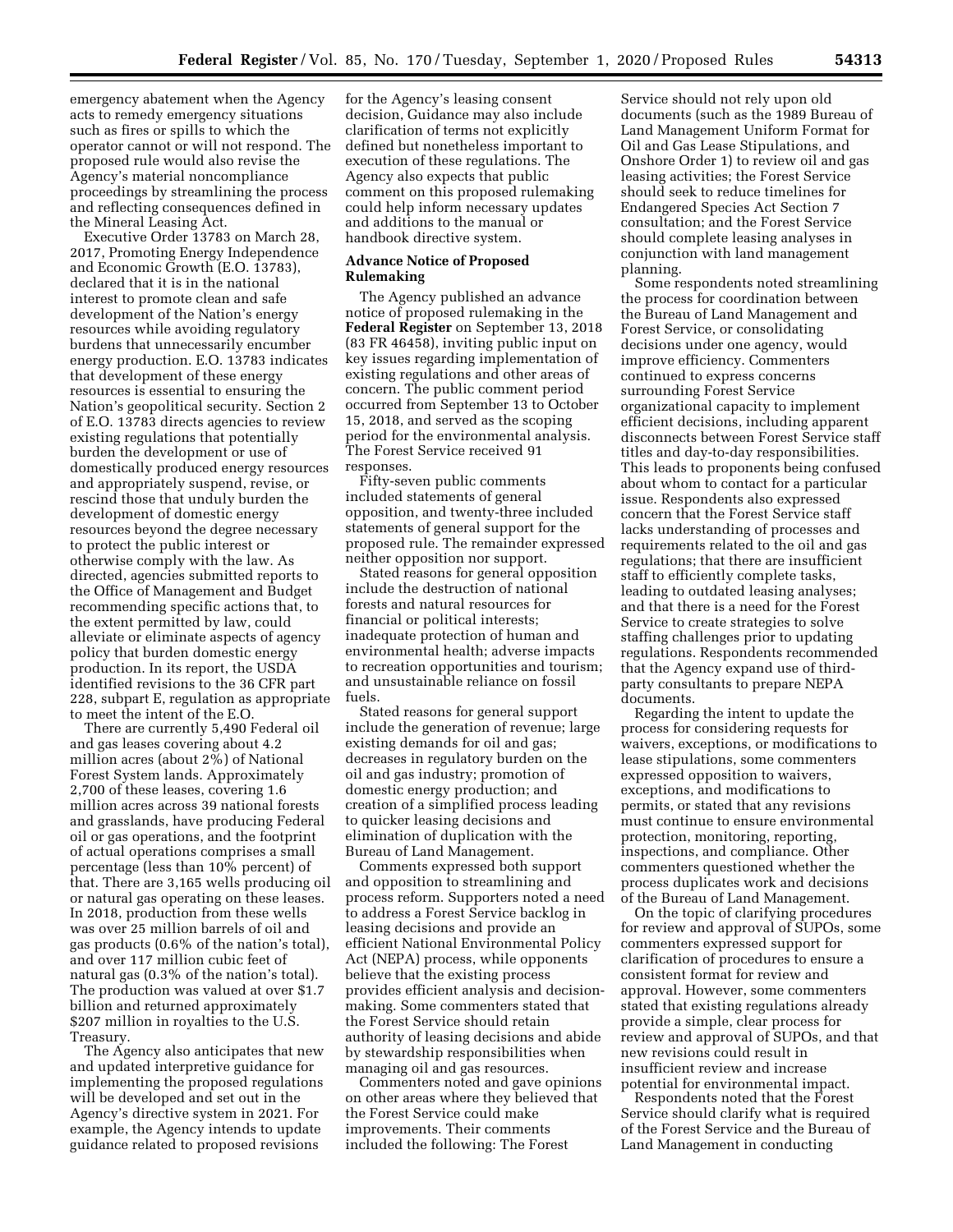emergency abatement when the Agency acts to remedy emergency situations such as fires or spills to which the operator cannot or will not respond. The proposed rule would also revise the Agency's material noncompliance proceedings by streamlining the process and reflecting consequences defined in the Mineral Leasing Act.

Executive Order 13783 on March 28, 2017, Promoting Energy Independence and Economic Growth (E.O. 13783), declared that it is in the national interest to promote clean and safe development of the Nation's energy resources while avoiding regulatory burdens that unnecessarily encumber energy production. E.O. 13783 indicates that development of these energy resources is essential to ensuring the Nation's geopolitical security. Section 2 of E.O. 13783 directs agencies to review existing regulations that potentially burden the development or use of domestically produced energy resources and appropriately suspend, revise, or rescind those that unduly burden the development of domestic energy resources beyond the degree necessary to protect the public interest or otherwise comply with the law. As directed, agencies submitted reports to the Office of Management and Budget recommending specific actions that, to the extent permitted by law, could alleviate or eliminate aspects of agency policy that burden domestic energy production. In its report, the USDA identified revisions to the 36 CFR part 228, subpart E, regulation as appropriate to meet the intent of the E.O.

There are currently 5,490 Federal oil and gas leases covering about 4.2 million acres (about 2%) of National Forest System lands. Approximately 2,700 of these leases, covering 1.6 million acres across 39 national forests and grasslands, have producing Federal oil or gas operations, and the footprint of actual operations comprises a small percentage (less than 10% percent) of that. There are 3,165 wells producing oil or natural gas operating on these leases. In 2018, production from these wells was over 25 million barrels of oil and gas products (0.6% of the nation's total), and over 117 million cubic feet of natural gas (0.3% of the nation's total). The production was valued at over $1.7 billion and returned approximately $207 million in royalties to the U.S. Treasury.

The Agency also anticipates that new and updated interpretive guidance for implementing the proposed regulations will be developed and set out in the Agency's directive system in 2021. For example, the Agency intends to update guidance related to proposed revisions for the Agency's leasing consent decision, Guidance may also include clarification of terms not explicitly defined but nonetheless important to execution of these regulations. The Agency also expects that public comment on this proposed rulemaking could help inform necessary updates and additions to the manual or handbook directive system.

## Advance Notice of Proposed Rulemaking

The Agency published an advance notice of proposed rulemaking in the **Federal Register** on September 13, 2018 (83 FR 46458), inviting public input on key issues regarding implementation of existing regulations and other areas of concern. The public comment period occurred from September 13 to October 15, 2018, and served as the scoping period for the environmental analysis. The Forest Service received 91 responses.

Fifty-seven public comments included statements of general opposition, and twenty-three included statements of general support for the proposed rule. The remainder expressed neither opposition nor support.

Stated reasons for general opposition include the destruction of national forests and natural resources for financial or political interests; inadequate protection of human and environmental health; adverse impacts to recreation opportunities and tourism; and unsustainable reliance on fossil fuels.

Stated reasons for general support include the generation of revenue; large existing demands for oil and gas; decreases in regulatory burden on the oil and gas industry; promotion of domestic energy production; and creation of a simplified process leading to quicker leasing decisions and elimination of duplication with the Bureau of Land Management.

Comments expressed both support and opposition to streamlining and process reform. Supporters noted a need to address a Forest Service backlog in leasing decisions and provide an efficient National Environmental Policy Act (NEPA) process, while opponents believe that the existing process provides efficient analysis and decision-making. Some commenters stated that the Forest Service should retain authority of leasing decisions and abide by stewardship responsibilities when managing oil and gas resources.

Commenters noted and gave opinions on other areas where they believed that the Forest Service could make improvements. Their comments included the following: The Forest Service should not rely upon old documents (such as the 1989 Bureau of Land Management Uniform Format for Oil and Gas Lease Stipulations, and Onshore Order 1) to review oil and gas leasing activities; the Forest Service should seek to reduce timelines for Endangered Species Act Section 7 consultation; and the Forest Service should complete leasing analyses in conjunction with land management planning.

Some respondents noted streamlining the process for coordination between the Bureau of Land Management and Forest Service, or consolidating decisions under one agency, would improve efficiency. Commenters continued to express concerns surrounding Forest Service organizational capacity to implement efficient decisions, including apparent disconnects between Forest Service staff titles and day-to-day responsibilities. This leads to proponents being confused about whom to contact for a particular issue. Respondents also expressed concern that the Forest Service staff lacks understanding of processes and requirements related to the oil and gas regulations; that there are insufficient staff to efficiently complete tasks, leading to outdated leasing analyses; and that there is a need for the Forest Service to create strategies to solve staffing challenges prior to updating regulations. Respondents recommended that the Agency expand use of third-party consultants to prepare NEPA documents.

Regarding the intent to update the process for considering requests for waivers, exceptions, or modifications to lease stipulations, some commenters expressed opposition to waivers, exceptions, and modifications to permits, or stated that any revisions must continue to ensure environmental protection, monitoring, reporting, inspections, and compliance. Other commenters questioned whether the process duplicates work and decisions of the Bureau of Land Management.

On the topic of clarifying procedures for review and approval of SUPOs, some commenters expressed support for clarification of procedures to ensure a consistent format for review and approval. However, some commenters stated that existing regulations already provide a simple, clear process for review and approval of SUPOs, and that new revisions could result in insufficient review and increase potential for environmental impact.

Respondents noted that the Forest Service should clarify what is required of the Forest Service and the Bureau of Land Management in conducting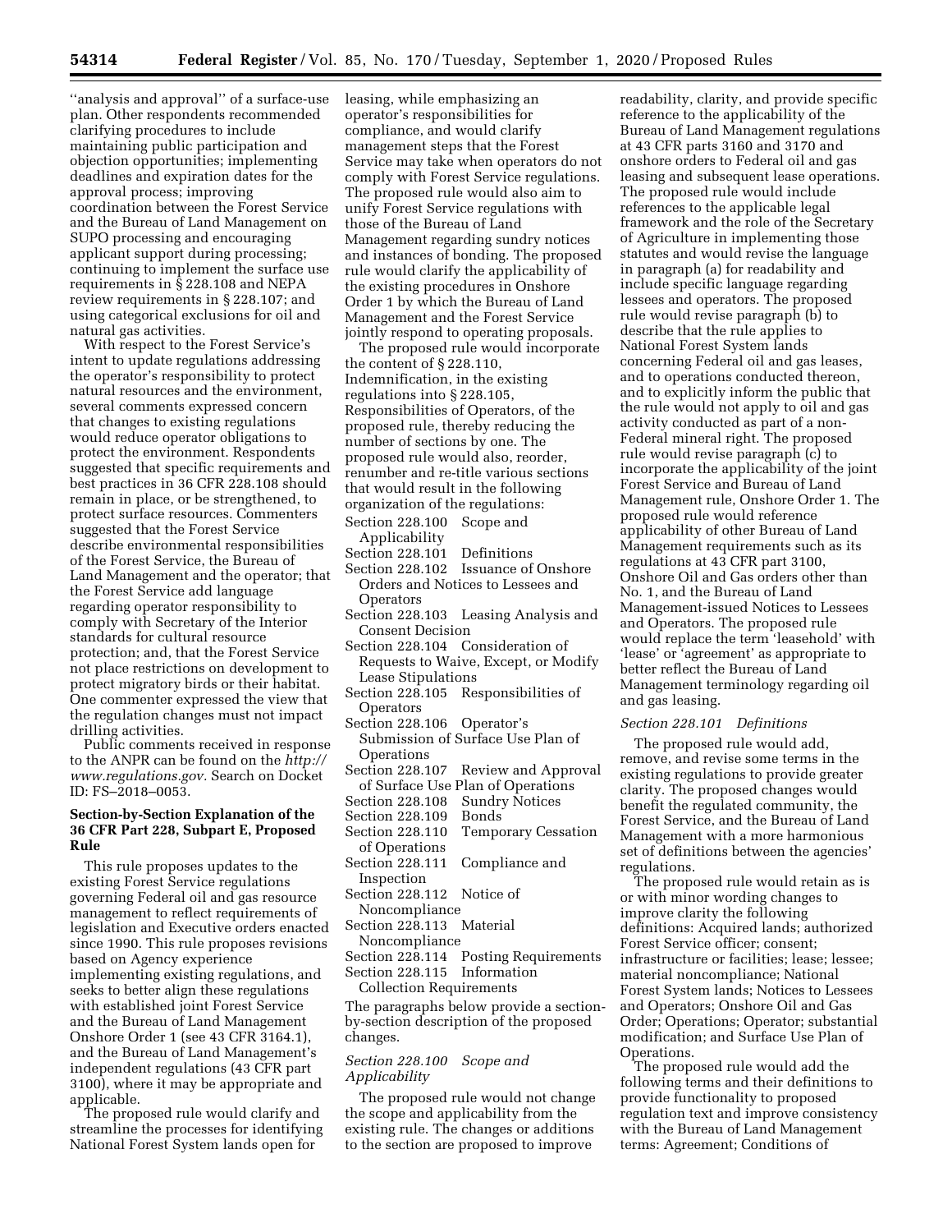''analysis and approval'' of a surface-use plan. Other respondents recommended clarifying procedures to include maintaining public participation and objection opportunities; implementing deadlines and expiration dates for the approval process; improving coordination between the Forest Service and the Bureau of Land Management on SUPO processing and encouraging applicant support during processing; continuing to implement the surface use requirements in § 228.108 and NEPA review requirements in § 228.107; and using categorical exclusions for oil and natural gas activities.

With respect to the Forest Service's intent to update regulations addressing the operator's responsibility to protect natural resources and the environment, several comments expressed concern that changes to existing regulations would reduce operator obligations to protect the environment. Respondents suggested that specific requirements and best practices in 36 CFR 228.108 should remain in place, or be strengthened, to protect surface resources. Commenters suggested that the Forest Service describe environmental responsibilities of the Forest Service, the Bureau of Land Management and the operator; that the Forest Service add language regarding operator responsibility to comply with Secretary of the Interior standards for cultural resource protection; and, that the Forest Service not place restrictions on development to protect migratory birds or their habitat. One commenter expressed the view that the regulation changes must not impact drilling activities.

Public comments received in response to the ANPR can be found on the *http://www.regulations.gov.* Search on Docket ID: FS–2018–0053.

## Section-by-Section Explanation of the 36 CFR Part 228, Subpart E, Proposed Rule

This rule proposes updates to the existing Forest Service regulations governing Federal oil and gas resource management to reflect requirements of legislation and Executive orders enacted since 1990. This rule proposes revisions based on Agency experience implementing existing regulations, and seeks to better align these regulations with established joint Forest Service and the Bureau of Land Management Onshore Order 1 (see 43 CFR 3164.1), and the Bureau of Land Management's independent regulations (43 CFR part 3100), where it may be appropriate and applicable.

The proposed rule would clarify and streamline the processes for identifying National Forest System lands open for leasing, while emphasizing an operator's responsibilities for compliance, and would clarify management steps that the Forest Service may take when operators do not comply with Forest Service regulations. The proposed rule would also aim to unify Forest Service regulations with those of the Bureau of Land Management regarding sundry notices and instances of bonding. The proposed rule would clarify the applicability of the existing procedures in Onshore Order 1 by which the Bureau of Land Management and the Forest Service jointly respond to operating proposals.

The proposed rule would incorporate the content of § 228.110, Indemnification, in the existing regulations into § 228.105, Responsibilities of Operators, of the proposed rule, thereby reducing the number of sections by one. The proposed rule would also, reorder, renumber and re-title various sections that would result in the following organization of the regulations:

Section 228.100 Scope and Applicability
Section 228.101 Definitions
Section 228.102 Issuance of Onshore Orders and Notices to Lessees and Operators
Section 228.103 Leasing Analysis and Consent Decision
Section 228.104 Consideration of Requests to Waive, Except, or Modify Lease Stipulations
Section 228.105 Responsibilities of Operators
Section 228.106 Operator's Submission of Surface Use Plan of Operations
Section 228.107 Review and Approval of Surface Use Plan of Operations
Section 228.108 Sundry Notices
Section 228.109 Bonds
Section 228.110 Temporary Cessation of Operations
Section 228.111 Compliance and Inspection
Section 228.112 Notice of Noncompliance
Section 228.113 Material Noncompliance
Section 228.114 Posting Requirements
Section 228.115 Information Collection Requirements

The paragraphs below provide a section-by-section description of the proposed changes.

### *Section 228.100 Scope and Applicability*

The proposed rule would not change the scope and applicability from the existing rule. The changes or additions to the section are proposed to improve readability, clarity, and provide specific reference to the applicability of the Bureau of Land Management regulations at 43 CFR parts 3160 and 3170 and onshore orders to Federal oil and gas leasing and subsequent lease operations. The proposed rule would include references to the applicable legal framework and the role of the Secretary of Agriculture in implementing those statutes and would revise the language in paragraph (a) for readability and include specific language regarding lessees and operators. The proposed rule would revise paragraph (b) to describe that the rule applies to National Forest System lands concerning Federal oil and gas leases, and to operations conducted thereon, and to explicitly inform the public that the rule would not apply to oil and gas activity conducted as part of a non-Federal mineral right. The proposed rule would revise paragraph (c) to incorporate the applicability of the joint Forest Service and Bureau of Land Management rule, Onshore Order 1. The proposed rule would reference applicability of other Bureau of Land Management requirements such as its regulations at 43 CFR part 3100, Onshore Oil and Gas orders other than No. 1, and the Bureau of Land Management-issued Notices to Lessees and Operators. The proposed rule would replace the term 'leasehold' with 'lease' or 'agreement' as appropriate to better reflect the Bureau of Land Management terminology regarding oil and gas leasing.

### *Section 228.101 Definitions*

The proposed rule would add, remove, and revise some terms in the existing regulations to provide greater clarity. The proposed changes would benefit the regulated community, the Forest Service, and the Bureau of Land Management with a more harmonious set of definitions between the agencies' regulations.

The proposed rule would retain as is or with minor wording changes to improve clarity the following definitions: Acquired lands; authorized Forest Service officer; consent; infrastructure or facilities; lease; lessee; material noncompliance; National Forest System lands; Notices to Lessees and Operators; Onshore Oil and Gas Order; Operations; Operator; substantial modification; and Surface Use Plan of Operations.

The proposed rule would add the following terms and their definitions to provide functionality to proposed regulation text and improve consistency with the Bureau of Land Management terms: Agreement; Conditions of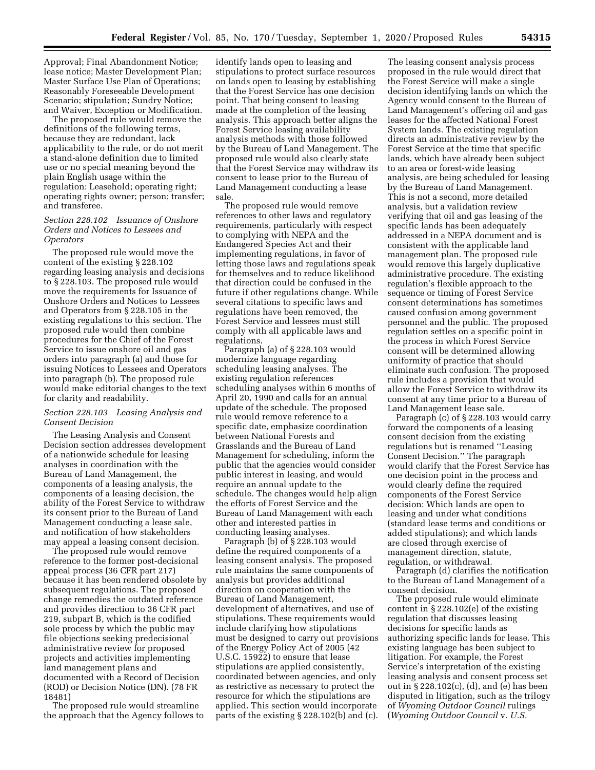Approval; Final Abandonment Notice; lease notice; Master Development Plan; Master Surface Use Plan of Operations; Reasonably Foreseeable Development Scenario; stipulation; Sundry Notice; and Waiver, Exception or Modification.

The proposed rule would remove the definitions of the following terms, because they are redundant, lack applicability to the rule, or do not merit a stand-alone definition due to limited use or no special meaning beyond the plain English usage within the regulation: Leasehold; operating right; operating rights owner; person; transfer; and transferee.

### *Section 228.102 Issuance of Onshore Orders and Notices to Lessees and Operators*

The proposed rule would move the content of the existing § 228.102 regarding leasing analysis and decisions to § 228.103. The proposed rule would move the requirements for Issuance of Onshore Orders and Notices to Lessees and Operators from § 228.105 in the existing regulations to this section. The proposed rule would then combine procedures for the Chief of the Forest Service to issue onshore oil and gas orders into paragraph (a) and those for issuing Notices to Lessees and Operators into paragraph (b). The proposed rule would make editorial changes to the text for clarity and readability.

### *Section 228.103 Leasing Analysis and Consent Decision*

The Leasing Analysis and Consent Decision section addresses development of a nationwide schedule for leasing analyses in coordination with the Bureau of Land Management, the components of a leasing analysis, the components of a leasing decision, the ability of the Forest Service to withdraw its consent prior to the Bureau of Land Management conducting a lease sale, and notification of how stakeholders may appeal a leasing consent decision.

The proposed rule would remove reference to the former post-decisional appeal process (36 CFR part 217) because it has been rendered obsolete by subsequent regulations. The proposed change remedies the outdated reference and provides direction to 36 CFR part 219, subpart B, which is the codified sole process by which the public may file objections seeking predecisional administrative review for proposed projects and activities implementing land management plans and documented with a Record of Decision (ROD) or Decision Notice (DN). (78 FR 18481)

The proposed rule would streamline the approach that the Agency follows to identify lands open to leasing and stipulations to protect surface resources on lands open to leasing by establishing that the Forest Service has one decision point. That being consent to leasing made at the completion of the leasing analysis. This approach better aligns the Forest Service leasing availability analysis methods with those followed by the Bureau of Land Management. The proposed rule would also clearly state that the Forest Service may withdraw its consent to lease prior to the Bureau of Land Management conducting a lease sale.

The proposed rule would remove references to other laws and regulatory requirements, particularly with respect to complying with NEPA and the Endangered Species Act and their implementing regulations, in favor of letting those laws and regulations speak for themselves and to reduce likelihood that direction could be confused in the future if other regulations change. While several citations to specific laws and regulations have been removed, the Forest Service and lessees must still comply with all applicable laws and regulations.

Paragraph (a) of § 228.103 would modernize language regarding scheduling leasing analyses. The existing regulation references scheduling analyses within 6 months of April 20, 1990 and calls for an annual update of the schedule. The proposed rule would remove reference to a specific date, emphasize coordination between National Forests and Grasslands and the Bureau of Land Management for scheduling, inform the public that the agencies would consider public interest in leasing, and would require an annual update to the schedule. The changes would help align the efforts of Forest Service and the Bureau of Land Management with each other and interested parties in conducting leasing analyses.

Paragraph (b) of § 228.103 would define the required components of a leasing consent analysis. The proposed rule maintains the same components of analysis but provides additional direction on cooperation with the Bureau of Land Management, development of alternatives, and use of stipulations. These requirements would include clarifying how stipulations must be designed to carry out provisions of the Energy Policy Act of 2005 (42 U.S.C. 15922) to ensure that lease stipulations are applied consistently, coordinated between agencies, and only as restrictive as necessary to protect the resource for which the stipulations are applied. This section would incorporate parts of the existing § 228.102(b) and (c). The leasing consent analysis process proposed in the rule would direct that the Forest Service will make a single decision identifying lands on which the Agency would consent to the Bureau of Land Management's offering oil and gas leases for the affected National Forest System lands. The existing regulation directs an administrative review by the Forest Service at the time that specific lands, which have already been subject to an area or forest-wide leasing analysis, are being scheduled for leasing by the Bureau of Land Management. This is not a second, more detailed analysis, but a validation review verifying that oil and gas leasing of the specific lands has been adequately addressed in a NEPA document and is consistent with the applicable land management plan. The proposed rule would remove this largely duplicative administrative procedure. The existing regulation's flexible approach to the sequence or timing of Forest Service consent determinations has sometimes caused confusion among government personnel and the public. The proposed regulation settles on a specific point in the process in which Forest Service consent will be determined allowing uniformity of practice that should eliminate such confusion. The proposed rule includes a provision that would allow the Forest Service to withdraw its consent at any time prior to a Bureau of Land Management lease sale.

Paragraph (c) of § 228.103 would carry forward the components of a leasing consent decision from the existing regulations but is renamed ''Leasing Consent Decision.'' The paragraph would clarify that the Forest Service has one decision point in the process and would clearly define the required components of the Forest Service decision: Which lands are open to leasing and under what conditions (standard lease terms and conditions or added stipulations); and which lands are closed through exercise of management direction, statute, regulation, or withdrawal.

Paragraph (d) clarifies the notification to the Bureau of Land Management of a consent decision.

The proposed rule would eliminate content in § 228.102(e) of the existing regulation that discusses leasing decisions for specific lands as authorizing specific lands for lease. This existing language has been subject to litigation. For example, the Forest Service's interpretation of the existing leasing analysis and consent process set out in § 228.102(c), (d), and (e) has been disputed in litigation, such as the trilogy of *Wyoming Outdoor Council* rulings (*Wyoming Outdoor Council* v. *U.S.*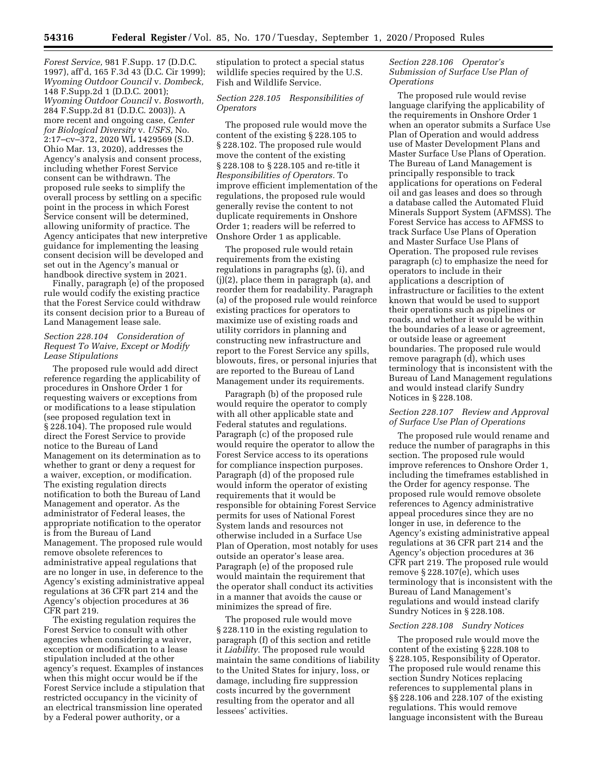*Forest Service,* 981 F.Supp. 17 (D.D.C. 1997), aff'd, 165 F.3d 43 (D.C. Cir 1999); *Wyoming Outdoor Council* v. *Dombeck,* 148 F.Supp.2d 1 (D.D.C. 2001); *Wyoming Outdoor Council* v. *Bosworth,* 284 F.Supp.2d 81 (D.D.C. 2003)). A more recent and ongoing case, *Center for Biological Diversity* v. *USFS,* No. 2:17–cv–372, 2020 WL 1429569 (S.D. Ohio Mar. 13, 2020), addresses the Agency's analysis and consent process, including whether Forest Service consent can be withdrawn. The proposed rule seeks to simplify the overall process by settling on a specific point in the process in which Forest Service consent will be determined, allowing uniformity of practice. The Agency anticipates that new interpretive guidance for implementing the leasing consent decision will be developed and set out in the Agency's manual or handbook directive system in 2021.

Finally, paragraph (e) of the proposed rule would codify the existing practice that the Forest Service could withdraw its consent decision prior to a Bureau of Land Management lease sale.

### *Section 228.104 Consideration of Request To Waive, Except or Modify Lease Stipulations*

The proposed rule would add direct reference regarding the applicability of procedures in Onshore Order 1 for requesting waivers or exceptions from or modifications to a lease stipulation (see proposed regulation text in § 228.104). The proposed rule would direct the Forest Service to provide notice to the Bureau of Land Management on its determination as to whether to grant or deny a request for a waiver, exception, or modification. The existing regulation directs notification to both the Bureau of Land Management and operator. As the administrator of Federal leases, the appropriate notification to the operator is from the Bureau of Land Management. The proposed rule would remove obsolete references to administrative appeal regulations that are no longer in use, in deference to the Agency's existing administrative appeal regulations at 36 CFR part 214 and the Agency's objection procedures at 36 CFR part 219.

The existing regulation requires the Forest Service to consult with other agencies when considering a waiver, exception or modification to a lease stipulation included at the other agency's request. Examples of instances when this might occur would be if the Forest Service include a stipulation that restricted occupancy in the vicinity of an electrical transmission line operated by a Federal power authority, or a stipulation to protect a special status wildlife species required by the U.S. Fish and Wildlife Service.

### *Section 228.105 Responsibilities of Operators*

The proposed rule would move the content of the existing § 228.105 to § 228.102. The proposed rule would move the content of the existing § 228.108 to § 228.105 and re-title it *Responsibilities of Operators.* To improve efficient implementation of the regulations, the proposed rule would generally revise the content to not duplicate requirements in Onshore Order 1; readers will be referred to Onshore Order 1 as applicable.

The proposed rule would retain requirements from the existing regulations in paragraphs (g), (i), and (j)(2), place them in paragraph (a), and reorder them for readability. Paragraph (a) of the proposed rule would reinforce existing practices for operators to maximize use of existing roads and utility corridors in planning and constructing new infrastructure and report to the Forest Service any spills, blowouts, fires, or personal injuries that are reported to the Bureau of Land Management under its requirements.

Paragraph (b) of the proposed rule would require the operator to comply with all other applicable state and Federal statutes and regulations. Paragraph (c) of the proposed rule would require the operator to allow the Forest Service access to its operations for compliance inspection purposes. Paragraph (d) of the proposed rule would inform the operator of existing requirements that it would be responsible for obtaining Forest Service permits for uses of National Forest System lands and resources not otherwise included in a Surface Use Plan of Operation, most notably for uses outside an operator's lease area. Paragraph (e) of the proposed rule would maintain the requirement that the operator shall conduct its activities in a manner that avoids the cause or minimizes the spread of fire.

The proposed rule would move § 228.110 in the existing regulation to paragraph (f) of this section and retitle it *Liability.* The proposed rule would maintain the same conditions of liability to the United States for injury, loss, or damage, including fire suppression costs incurred by the government resulting from the operator and all lessees' activities.

### *Section 228.106 Operator's Submission of Surface Use Plan of Operations*

The proposed rule would revise language clarifying the applicability of the requirements in Onshore Order 1 when an operator submits a Surface Use Plan of Operation and would address use of Master Development Plans and Master Surface Use Plans of Operation. The Bureau of Land Management is principally responsible to track applications for operations on Federal oil and gas leases and does so through a database called the Automated Fluid Minerals Support System (AFMSS). The Forest Service has access to AFMSS to track Surface Use Plans of Operation and Master Surface Use Plans of Operation. The proposed rule revises paragraph (c) to emphasize the need for operators to include in their applications a description of infrastructure or facilities to the extent known that would be used to support their operations such as pipelines or roads, and whether it would be within the boundaries of a lease or agreement, or outside lease or agreement boundaries. The proposed rule would remove paragraph (d), which uses terminology that is inconsistent with the Bureau of Land Management regulations and would instead clarify Sundry Notices in § 228.108.

### *Section 228.107 Review and Approval of Surface Use Plan of Operations*

The proposed rule would rename and reduce the number of paragraphs in this section. The proposed rule would improve references to Onshore Order 1, including the timeframes established in the Order for agency response. The proposed rule would remove obsolete references to Agency administrative appeal procedures since they are no longer in use, in deference to the Agency's existing administrative appeal regulations at 36 CFR part 214 and the Agency's objection procedures at 36 CFR part 219. The proposed rule would remove § 228.107(e), which uses terminology that is inconsistent with the Bureau of Land Management's regulations and would instead clarify Sundry Notices in § 228.108.

### *Section 228.108 Sundry Notices*

The proposed rule would move the content of the existing § 228.108 to § 228.105, Responsibility of Operator. The proposed rule would rename this section Sundry Notices replacing references to supplemental plans in §§ 228.106 and 228.107 of the existing regulations. This would remove language inconsistent with the Bureau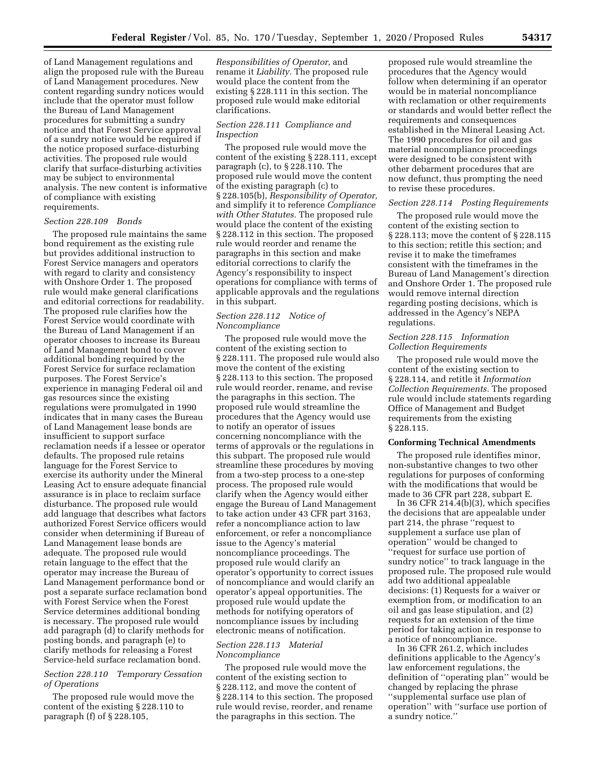of Land Management regulations and align the proposed rule with the Bureau of Land Management procedures. New content regarding sundry notices would include that the operator must follow the Bureau of Land Management procedures for submitting a sundry notice and that Forest Service approval of a sundry notice would be required if the notice proposed surface-disturbing activities. The proposed rule would clarify that surface-disturbing activities may be subject to environmental analysis. The new content is informative of compliance with existing requirements.

### Section 228.109 Bonds

The proposed rule maintains the same bond requirement as the existing rule but provides additional instruction to Forest Service managers and operators with regard to clarity and consistency with Onshore Order 1. The proposed rule would make general clarifications and editorial corrections for readability. The proposed rule clarifies how the Forest Service would coordinate with the Bureau of Land Management if an operator chooses to increase its Bureau of Land Management bond to cover additional bonding required by the Forest Service for surface reclamation purposes. The Forest Service's experience in managing Federal oil and gas resources since the existing regulations were promulgated in 1990 indicates that in many cases the Bureau of Land Management lease bonds are insufficient to support surface reclamation needs if a lessee or operator defaults. The proposed rule retains language for the Forest Service to exercise its authority under the Mineral Leasing Act to ensure adequate financial assurance is in place to reclaim surface disturbance. The proposed rule would add language that describes what factors authorized Forest Service officers would consider when determining if Bureau of Land Management lease bonds are adequate. The proposed rule would retain language to the effect that the operator may increase the Bureau of Land Management performance bond or post a separate surface reclamation bond with Forest Service when the Forest Service determines additional bonding is necessary. The proposed rule would add paragraph (d) to clarify methods for posting bonds, and paragraph (e) to clarify methods for releasing a Forest Service-held surface reclamation bond.

### Section 228.110 Temporary Cessation of Operations

The proposed rule would move the content of the existing § 228.110 to paragraph (f) of § 228.105, *Responsibilities of Operator,* and rename it *Liability.* The proposed rule would place the content from the existing § 228.111 in this section. The proposed rule would make editorial clarifications.

### Section 228.111 Compliance and Inspection

The proposed rule would move the content of the existing § 228.111, except paragraph (c), to § 228.110. The proposed rule would move the content of the existing paragraph (c) to § 228.105(b), *Responsibility of Operator,* and simplify it to reference *Compliance with Other Statutes.* The proposed rule would place the content of the existing § 228.112 in this section. The proposed rule would reorder and rename the paragraphs in this section and make editorial corrections to clarify the Agency's responsibility to inspect operations for compliance with terms of applicable approvals and the regulations in this subpart.

### Section 228.112 Notice of Noncompliance

The proposed rule would move the content of the existing section to § 228.111. The proposed rule would also move the content of the existing § 228.113 to this section. The proposed rule would reorder, rename, and revise the paragraphs in this section. The proposed rule would streamline the procedures that the Agency would use to notify an operator of issues concerning noncompliance with the terms of approvals or the regulations in this subpart. The proposed rule would streamline these procedures by moving from a two-step process to a one-step process. The proposed rule would clarify when the Agency would either engage the Bureau of Land Management to take action under 43 CFR part 3163, refer a noncompliance action to law enforcement, or refer a noncompliance issue to the Agency's material noncompliance proceedings. The proposed rule would clarify an operator's opportunity to correct issues of noncompliance and would clarify an operator's appeal opportunities. The proposed rule would update the methods for notifying operators of noncompliance issues by including electronic means of notification.

### Section 228.113 Material Noncompliance

The proposed rule would move the content of the existing section to § 228.112, and move the content of § 228.114 to this section. The proposed rule would revise, reorder, and rename the paragraphs in this section. The proposed rule would streamline the procedures that the Agency would follow when determining if an operator would be in material noncompliance with reclamation or other requirements or standards and would better reflect the requirements and consequences established in the Mineral Leasing Act. The 1990 procedures for oil and gas material noncompliance proceedings were designed to be consistent with other debarment procedures that are now defunct, thus prompting the need to revise these procedures.

### Section 228.114 Posting Requirements

The proposed rule would move the content of the existing section to § 228.113; move the content of § 228.115 to this section; retitle this section; and revise it to make the timeframes consistent with the timeframes in the Bureau of Land Management's direction and Onshore Order 1. The proposed rule would remove internal direction regarding posting decisions, which is addressed in the Agency's NEPA regulations.

### Section 228.115 Information Collection Requirements

The proposed rule would move the content of the existing section to § 228.114, and retitle it *Information Collection Requirements.* The proposed rule would include statements regarding Office of Management and Budget requirements from the existing § 228.115.

## Conforming Technical Amendments

The proposed rule identifies minor, non-substantive changes to two other regulations for purposes of conforming with the modifications that would be made to 36 CFR part 228, subpart E.

In 36 CFR 214.4(b)(3), which specifies the decisions that are appealable under part 214, the phrase "request to supplement a surface use plan of operation" would be changed to "request for surface use portion of sundry notice" to track language in the proposed rule. The proposed rule would add two additional appealable decisions: (1) Requests for a waiver or exemption from, or modification to an oil and gas lease stipulation, and (2) requests for an extension of the time period for taking action in response to a notice of noncompliance.

In 36 CFR 261.2, which includes definitions applicable to the Agency's law enforcement regulations, the definition of "operating plan" would be changed by replacing the phrase "supplemental surface use plan of operation" with "surface use portion of a sundry notice."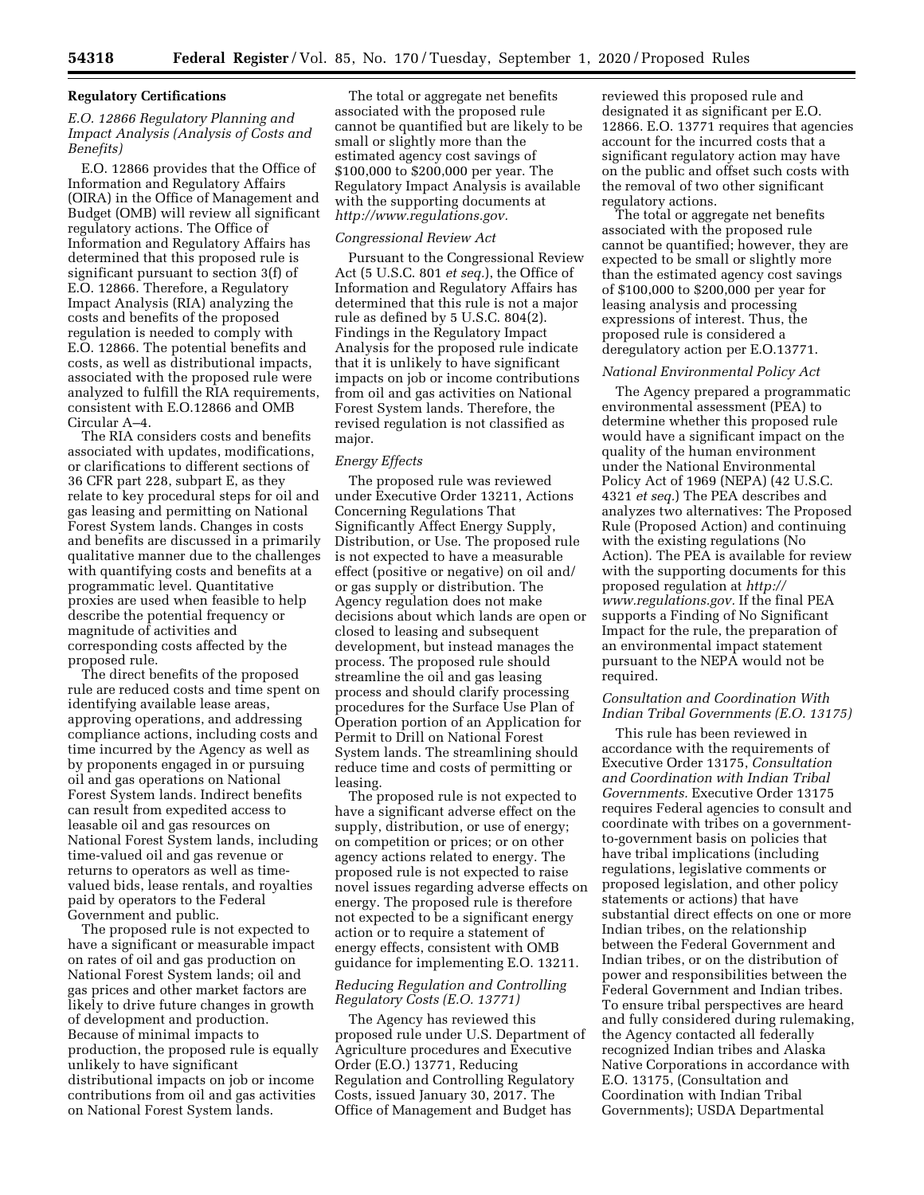## Regulatory Certifications

### *E.O. 12866 Regulatory Planning and Impact Analysis (Analysis of Costs and Benefits)*

E.O. 12866 provides that the Office of Information and Regulatory Affairs (OIRA) in the Office of Management and Budget (OMB) will review all significant regulatory actions. The Office of Information and Regulatory Affairs has determined that this proposed rule is significant pursuant to section 3(f) of E.O. 12866. Therefore, a Regulatory Impact Analysis (RIA) analyzing the costs and benefits of the proposed regulation is needed to comply with E.O. 12866. The potential benefits and costs, as well as distributional impacts, associated with the proposed rule were analyzed to fulfill the RIA requirements, consistent with E.O.12866 and OMB Circular A–4.

The RIA considers costs and benefits associated with updates, modifications, or clarifications to different sections of 36 CFR part 228, subpart E, as they relate to key procedural steps for oil and gas leasing and permitting on National Forest System lands. Changes in costs and benefits are discussed in a primarily qualitative manner due to the challenges with quantifying costs and benefits at a programmatic level. Quantitative proxies are used when feasible to help describe the potential frequency or magnitude of activities and corresponding costs affected by the proposed rule.

The direct benefits of the proposed rule are reduced costs and time spent on identifying available lease areas, approving operations, and addressing compliance actions, including costs and time incurred by the Agency as well as by proponents engaged in or pursuing oil and gas operations on National Forest System lands. Indirect benefits can result from expedited access to leasable oil and gas resources on National Forest System lands, including time-valued oil and gas revenue or returns to operators as well as time-valued bids, lease rentals, and royalties paid by operators to the Federal Government and public.

The proposed rule is not expected to have a significant or measurable impact on rates of oil and gas production on National Forest System lands; oil and gas prices and other market factors are likely to drive future changes in growth of development and production. Because of minimal impacts to production, the proposed rule is equally unlikely to have significant distributional impacts on job or income contributions from oil and gas activities on National Forest System lands.

The total or aggregate net benefits associated with the proposed rule cannot be quantified but are likely to be small or slightly more than the estimated agency cost savings of $100,000 to $200,000 per year. The Regulatory Impact Analysis is available with the supporting documents at *http://www.regulations.gov.*

### *Congressional Review Act*

Pursuant to the Congressional Review Act (5 U.S.C. 801 *et seq.*), the Office of Information and Regulatory Affairs has determined that this rule is not a major rule as defined by 5 U.S.C. 804(2). Findings in the Regulatory Impact Analysis for the proposed rule indicate that it is unlikely to have significant impacts on job or income contributions from oil and gas activities on National Forest System lands. Therefore, the revised regulation is not classified as major.

### *Energy Effects*

The proposed rule was reviewed under Executive Order 13211, Actions Concerning Regulations That Significantly Affect Energy Supply, Distribution, or Use. The proposed rule is not expected to have a measurable effect (positive or negative) on oil and/or gas supply or distribution. The Agency regulation does not make decisions about which lands are open or closed to leasing and subsequent development, but instead manages the process. The proposed rule should streamline the oil and gas leasing process and should clarify processing procedures for the Surface Use Plan of Operation portion of an Application for Permit to Drill on National Forest System lands. The streamlining should reduce time and costs of permitting or leasing.

The proposed rule is not expected to have a significant adverse effect on the supply, distribution, or use of energy; on competition or prices; or on other agency actions related to energy. The proposed rule is not expected to raise novel issues regarding adverse effects on energy. The proposed rule is therefore not expected to be a significant energy action or to require a statement of energy effects, consistent with OMB guidance for implementing E.O. 13211.

### *Reducing Regulation and Controlling Regulatory Costs (E.O. 13771)*

The Agency has reviewed this proposed rule under U.S. Department of Agriculture procedures and Executive Order (E.O.) 13771, Reducing Regulation and Controlling Regulatory Costs, issued January 30, 2017. The Office of Management and Budget has reviewed this proposed rule and designated it as significant per E.O. 12866. E.O. 13771 requires that agencies account for the incurred costs that a significant regulatory action may have on the public and offset such costs with the removal of two other significant regulatory actions.

The total or aggregate net benefits associated with the proposed rule cannot be quantified; however, they are expected to be small or slightly more than the estimated agency cost savings of $100,000 to $200,000 per year for leasing analysis and processing expressions of interest. Thus, the proposed rule is considered a deregulatory action per E.O.13771.

### *National Environmental Policy Act*

The Agency prepared a programmatic environmental assessment (PEA) to determine whether this proposed rule would have a significant impact on the quality of the human environment under the National Environmental Policy Act of 1969 (NEPA) (42 U.S.C. 4321 *et seq.*) The PEA describes and analyzes two alternatives: The Proposed Rule (Proposed Action) and continuing with the existing regulations (No Action). The PEA is available for review with the supporting documents for this proposed regulation at *http://www.regulations.gov.* If the final PEA supports a Finding of No Significant Impact for the rule, the preparation of an environmental impact statement pursuant to the NEPA would not be required.

### *Consultation and Coordination With Indian Tribal Governments (E.O. 13175)*

This rule has been reviewed in accordance with the requirements of Executive Order 13175, *Consultation and Coordination with Indian Tribal Governments.* Executive Order 13175 requires Federal agencies to consult and coordinate with tribes on a government-to-government basis on policies that have tribal implications (including regulations, legislative comments or proposed legislation, and other policy statements or actions) that have substantial direct effects on one or more Indian tribes, on the relationship between the Federal Government and Indian tribes, or on the distribution of power and responsibilities between the Federal Government and Indian tribes. To ensure tribal perspectives are heard and fully considered during rulemaking, the Agency contacted all federally recognized Indian tribes and Alaska Native Corporations in accordance with E.O. 13175, (Consultation and Coordination with Indian Tribal Governments); USDA Departmental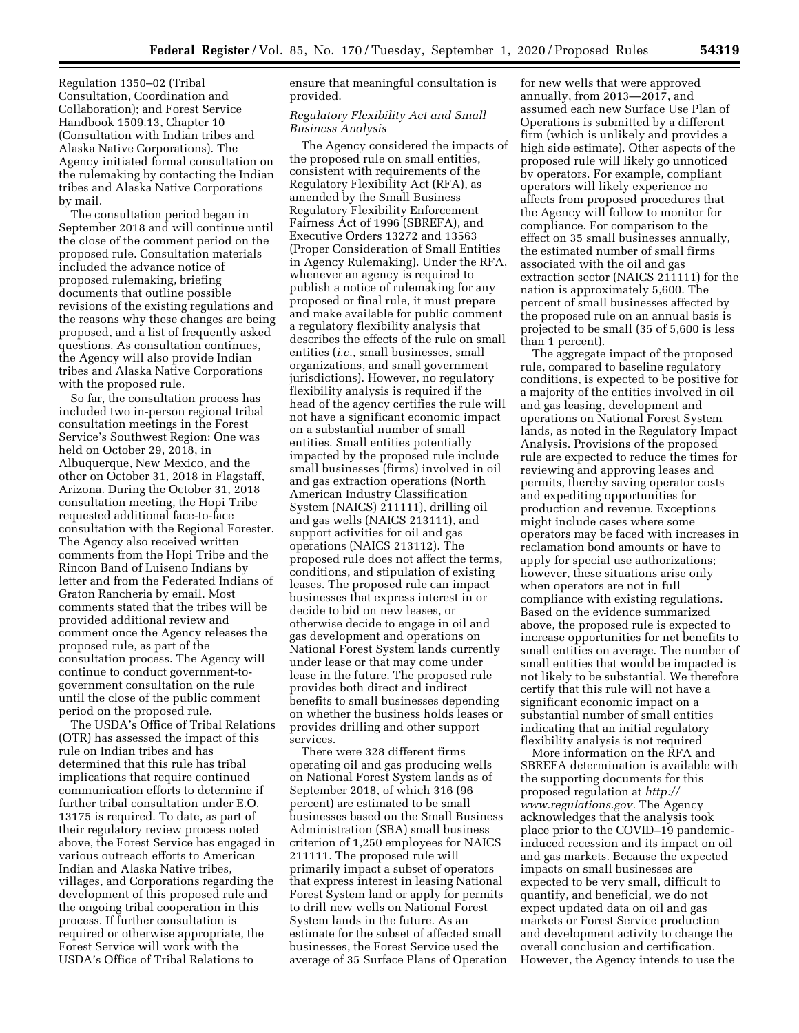Regulation 1350–02 (Tribal Consultation, Coordination and Collaboration); and Forest Service Handbook 1509.13, Chapter 10 (Consultation with Indian tribes and Alaska Native Corporations). The Agency initiated formal consultation on the rulemaking by contacting the Indian tribes and Alaska Native Corporations by mail.

The consultation period began in September 2018 and will continue until the close of the comment period on the proposed rule. Consultation materials included the advance notice of proposed rulemaking, briefing documents that outline possible revisions of the existing regulations and the reasons why these changes are being proposed, and a list of frequently asked questions. As consultation continues, the Agency will also provide Indian tribes and Alaska Native Corporations with the proposed rule.

So far, the consultation process has included two in-person regional tribal consultation meetings in the Forest Service's Southwest Region: One was held on October 29, 2018, in Albuquerque, New Mexico, and the other on October 31, 2018 in Flagstaff, Arizona. During the October 31, 2018 consultation meeting, the Hopi Tribe requested additional face-to-face consultation with the Regional Forester. The Agency also received written comments from the Hopi Tribe and the Rincon Band of Luiseno Indians by letter and from the Federated Indians of Graton Rancheria by email. Most comments stated that the tribes will be provided additional review and comment once the Agency releases the proposed rule, as part of the consultation process. The Agency will continue to conduct government-to-government consultation on the rule until the close of the public comment period on the proposed rule.

The USDA's Office of Tribal Relations (OTR) has assessed the impact of this rule on Indian tribes and has determined that this rule has tribal implications that require continued communication efforts to determine if further tribal consultation under E.O. 13175 is required. To date, as part of their regulatory review process noted above, the Forest Service has engaged in various outreach efforts to American Indian and Alaska Native tribes, villages, and Corporations regarding the development of this proposed rule and the ongoing tribal cooperation in this process. If further consultation is required or otherwise appropriate, the Forest Service will work with the USDA's Office of Tribal Relations to ensure that meaningful consultation is provided.

*Regulatory Flexibility Act and Small Business Analysis*

The Agency considered the impacts of the proposed rule on small entities, consistent with requirements of the Regulatory Flexibility Act (RFA), as amended by the Small Business Regulatory Flexibility Enforcement Fairness Act of 1996 (SBREFA), and Executive Orders 13272 and 13563 (Proper Consideration of Small Entities in Agency Rulemaking). Under the RFA, whenever an agency is required to publish a notice of rulemaking for any proposed or final rule, it must prepare and make available for public comment a regulatory flexibility analysis that describes the effects of the rule on small entities (*i.e.,* small businesses, small organizations, and small government jurisdictions). However, no regulatory flexibility analysis is required if the head of the agency certifies the rule will not have a significant economic impact on a substantial number of small entities. Small entities potentially impacted by the proposed rule include small businesses (firms) involved in oil and gas extraction operations (North American Industry Classification System (NAICS) 211111), drilling oil and gas wells (NAICS 213111), and support activities for oil and gas operations (NAICS 213112). The proposed rule does not affect the terms, conditions, and stipulation of existing leases. The proposed rule can impact businesses that express interest in or decide to bid on new leases, or otherwise decide to engage in oil and gas development and operations on National Forest System lands currently under lease or that may come under lease in the future. The proposed rule provides both direct and indirect benefits to small businesses depending on whether the business holds leases or provides drilling and other support services.

There were 328 different firms operating oil and gas producing wells on National Forest System lands as of September 2018, of which 316 (96 percent) are estimated to be small businesses based on the Small Business Administration (SBA) small business criterion of 1,250 employees for NAICS 211111. The proposed rule will primarily impact a subset of operators that express interest in leasing National Forest System land or apply for permits to drill new wells on National Forest System lands in the future. As an estimate for the subset of affected small businesses, the Forest Service used the average of 35 Surface Plans of Operation for new wells that were approved annually, from 2013—2017, and assumed each new Surface Use Plan of Operations is submitted by a different firm (which is unlikely and provides a high side estimate). Other aspects of the proposed rule will likely go unnoticed by operators. For example, compliant operators will likely experience no affects from proposed procedures that the Agency will follow to monitor for compliance. For comparison to the effect on 35 small businesses annually, the estimated number of small firms associated with the oil and gas extraction sector (NAICS 211111) for the nation is approximately 5,600. The percent of small businesses affected by the proposed rule on an annual basis is projected to be small (35 of 5,600 is less than 1 percent).

The aggregate impact of the proposed rule, compared to baseline regulatory conditions, is expected to be positive for a majority of the entities involved in oil and gas leasing, development and operations on National Forest System lands, as noted in the Regulatory Impact Analysis. Provisions of the proposed rule are expected to reduce the times for reviewing and approving leases and permits, thereby saving operator costs and expediting opportunities for production and revenue. Exceptions might include cases where some operators may be faced with increases in reclamation bond amounts or have to apply for special use authorizations; however, these situations arise only when operators are not in full compliance with existing regulations. Based on the evidence summarized above, the proposed rule is expected to increase opportunities for net benefits to small entities on average. The number of small entities that would be impacted is not likely to be substantial. We therefore certify that this rule will not have a significant economic impact on a substantial number of small entities indicating that an initial regulatory flexibility analysis is not required

More information on the RFA and SBREFA determination is available with the supporting documents for this proposed regulation at *http://www.regulations.gov.* The Agency acknowledges that the analysis took place prior to the COVID–19 pandemic-induced recession and its impact on oil and gas markets. Because the expected impacts on small businesses are expected to be very small, difficult to quantify, and beneficial, we do not expect updated data on oil and gas markets or Forest Service production and development activity to change the overall conclusion and certification. However, the Agency intends to use the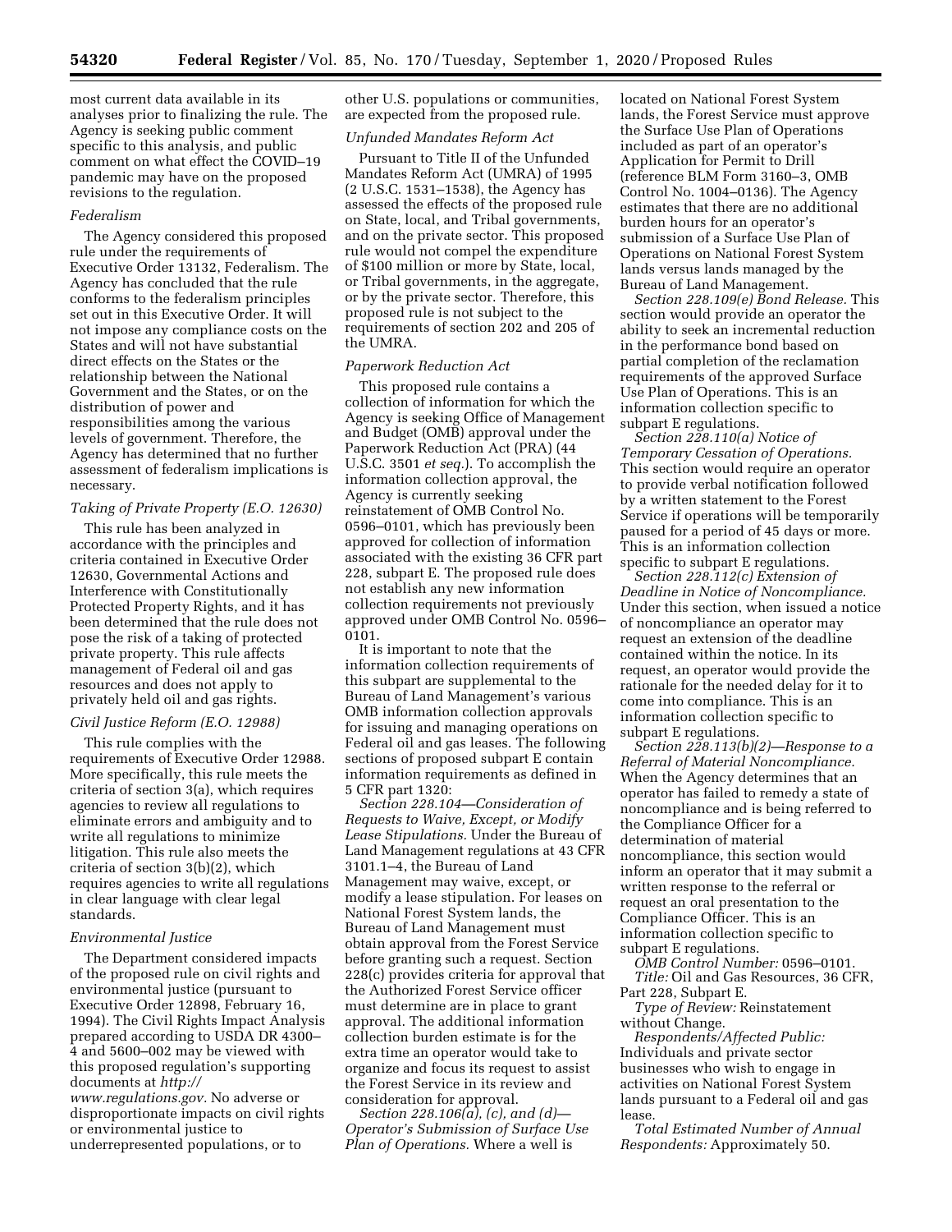most current data available in its analyses prior to finalizing the rule. The Agency is seeking public comment specific to this analysis, and public comment on what effect the COVID–19 pandemic may have on the proposed revisions to the regulation.

### *Federalism*

The Agency considered this proposed rule under the requirements of Executive Order 13132, Federalism. The Agency has concluded that the rule conforms to the federalism principles set out in this Executive Order. It will not impose any compliance costs on the States and will not have substantial direct effects on the States or the relationship between the National Government and the States, or on the distribution of power and responsibilities among the various levels of government. Therefore, the Agency has determined that no further assessment of federalism implications is necessary.

### *Taking of Private Property (E.O. 12630)*

This rule has been analyzed in accordance with the principles and criteria contained in Executive Order 12630, Governmental Actions and Interference with Constitutionally Protected Property Rights, and it has been determined that the rule does not pose the risk of a taking of protected private property. This rule affects management of Federal oil and gas resources and does not apply to privately held oil and gas rights.

### *Civil Justice Reform (E.O. 12988)*

This rule complies with the requirements of Executive Order 12988. More specifically, this rule meets the criteria of section 3(a), which requires agencies to review all regulations to eliminate errors and ambiguity and to write all regulations to minimize litigation. This rule also meets the criteria of section 3(b)(2), which requires agencies to write all regulations in clear language with clear legal standards.

### *Environmental Justice*

The Department considered impacts of the proposed rule on civil rights and environmental justice (pursuant to Executive Order 12898, February 16, 1994). The Civil Rights Impact Analysis prepared according to USDA DR 4300–4 and 5600–002 may be viewed with this proposed regulation's supporting documents at *http://www.regulations.gov.* No adverse or disproportionate impacts on civil rights or environmental justice to underrepresented populations, or to other U.S. populations or communities, are expected from the proposed rule.

### *Unfunded Mandates Reform Act*

Pursuant to Title II of the Unfunded Mandates Reform Act (UMRA) of 1995 (2 U.S.C. 1531–1538), the Agency has assessed the effects of the proposed rule on State, local, and Tribal governments, and on the private sector. This proposed rule would not compel the expenditure of $100 million or more by State, local, or Tribal governments, in the aggregate, or by the private sector. Therefore, this proposed rule is not subject to the requirements of section 202 and 205 of the UMRA.

### *Paperwork Reduction Act*

This proposed rule contains a collection of information for which the Agency is seeking Office of Management and Budget (OMB) approval under the Paperwork Reduction Act (PRA) (44 U.S.C. 3501 *et seq.*). To accomplish the information collection approval, the Agency is currently seeking reinstatement of OMB Control No. 0596–0101, which has previously been approved for collection of information associated with the existing 36 CFR part 228, subpart E. The proposed rule does not establish any new information collection requirements not previously approved under OMB Control No. 0596–0101.

It is important to note that the information collection requirements of this subpart are supplemental to the Bureau of Land Management's various OMB information collection approvals for issuing and managing operations on Federal oil and gas leases. The following sections of proposed subpart E contain information requirements as defined in 5 CFR part 1320:

*Section 228.104—Consideration of Requests to Waive, Except, or Modify Lease Stipulations.* Under the Bureau of Land Management regulations at 43 CFR 3101.1–4, the Bureau of Land Management may waive, except, or modify a lease stipulation. For leases on National Forest System lands, the Bureau of Land Management must obtain approval from the Forest Service before granting such a request. Section 228(c) provides criteria for approval that the Authorized Forest Service officer must determine are in place to grant approval. The additional information collection burden estimate is for the extra time an operator would take to organize and focus its request to assist the Forest Service in its review and consideration for approval.

*Section 228.106(a), (c), and (d)—Operator's Submission of Surface Use Plan of Operations.* Where a well is located on National Forest System lands, the Forest Service must approve the Surface Use Plan of Operations included as part of an operator's Application for Permit to Drill (reference BLM Form 3160–3, OMB Control No. 1004–0136). The Agency estimates that there are no additional burden hours for an operator's submission of a Surface Use Plan of Operations on National Forest System lands versus lands managed by the Bureau of Land Management.

*Section 228.109(e) Bond Release.* This section would provide an operator the ability to seek an incremental reduction in the performance bond based on partial completion of the reclamation requirements of the approved Surface Use Plan of Operations. This is an information collection specific to subpart E regulations.

*Section 228.110(a) Notice of Temporary Cessation of Operations.* This section would require an operator to provide verbal notification followed by a written statement to the Forest Service if operations will be temporarily paused for a period of 45 days or more. This is an information collection specific to subpart E regulations.

*Section 228.112(c) Extension of Deadline in Notice of Noncompliance.* Under this section, when issued a notice of noncompliance an operator may request an extension of the deadline contained within the notice. In its request, an operator would provide the rationale for the needed delay for it to come into compliance. This is an information collection specific to subpart E regulations.

*Section 228.113(b)(2)—Response to a Referral of Material Noncompliance.* When the Agency determines that an operator has failed to remedy a state of noncompliance and is being referred to the Compliance Officer for a determination of material noncompliance, this section would inform an operator that it may submit a written response to the referral or request an oral presentation to the Compliance Officer. This is an information collection specific to subpart E regulations.

*OMB Control Number:* 0596–0101.

*Title:* Oil and Gas Resources, 36 CFR, Part 228, Subpart E.

*Type of Review:* Reinstatement without Change.

*Respondents/Affected Public:* Individuals and private sector businesses who wish to engage in activities on National Forest System lands pursuant to a Federal oil and gas lease.

*Total Estimated Number of Annual Respondents:* Approximately 50.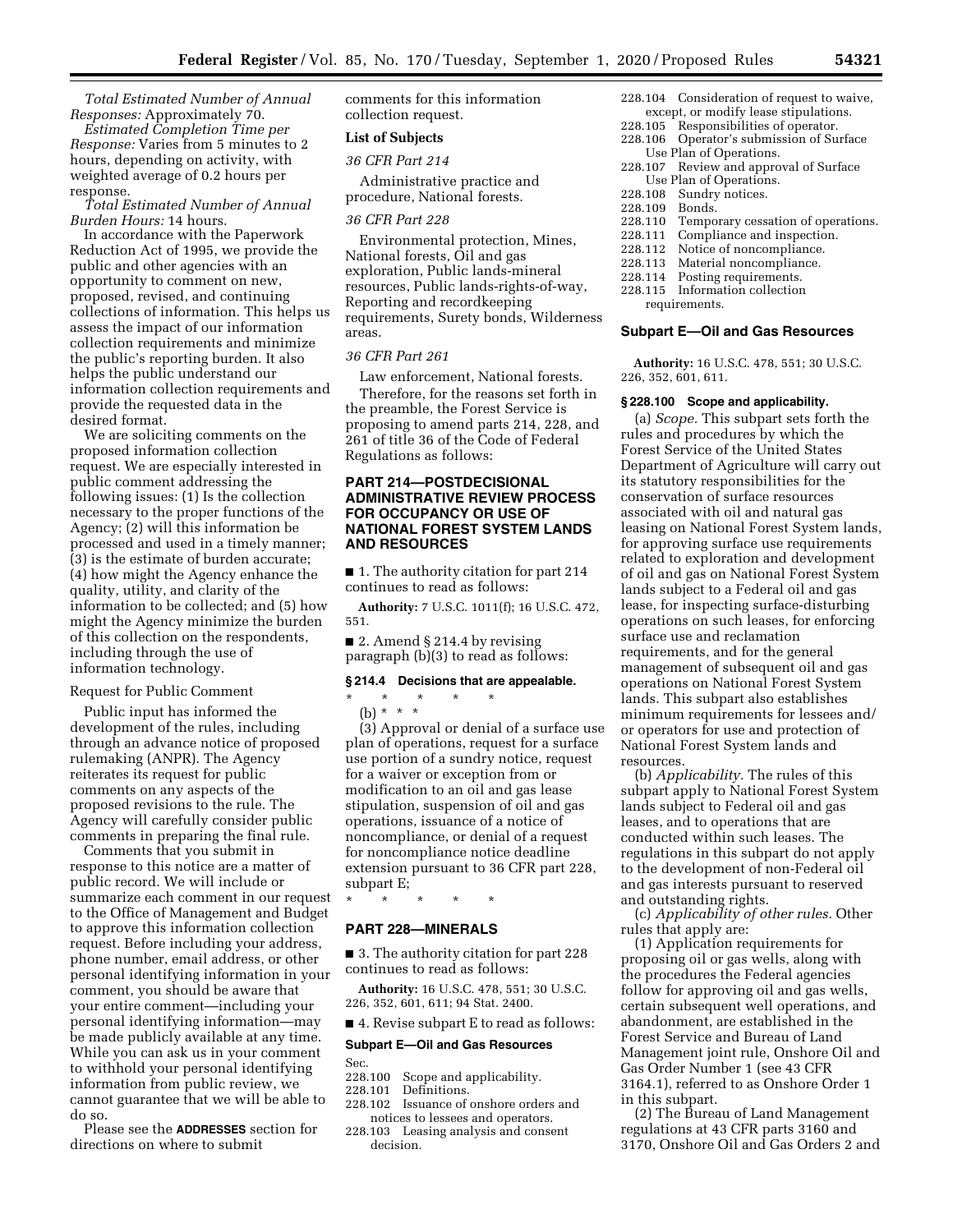*Total Estimated Number of Annual Responses:* Approximately 70.

*Estimated Completion Time per Response:* Varies from 5 minutes to 2 hours, depending on activity, with weighted average of 0.2 hours per response.

*Total Estimated Number of Annual Burden Hours:* 14 hours.

In accordance with the Paperwork Reduction Act of 1995, we provide the public and other agencies with an opportunity to comment on new, proposed, revised, and continuing collections of information. This helps us assess the impact of our information collection requirements and minimize the public's reporting burden. It also helps the public understand our information collection requirements and provide the requested data in the desired format.

We are soliciting comments on the proposed information collection request. We are especially interested in public comment addressing the following issues: (1) Is the collection necessary to the proper functions of the Agency; (2) will this information be processed and used in a timely manner; (3) is the estimate of burden accurate; (4) how might the Agency enhance the quality, utility, and clarity of the information to be collected; and (5) how might the Agency minimize the burden of this collection on the respondents, including through the use of information technology.

Request for Public Comment

Public input has informed the development of the rules, including through an advance notice of proposed rulemaking (ANPR). The Agency reiterates its request for public comments on any aspects of the proposed revisions to the rule. The Agency will carefully consider public comments in preparing the final rule.

Comments that you submit in response to this notice are a matter of public record. We will include or summarize each comment in our request to the Office of Management and Budget to approve this information collection request. Before including your address, phone number, email address, or other personal identifying information in your comment, you should be aware that your entire comment—including your personal identifying information—may be made publicly available at any time. While you can ask us in your comment to withhold your personal identifying information from public review, we cannot guarantee that we will be able to do so.

Please see the **ADDRESSES** section for directions on where to submit comments for this information collection request.

**List of Subjects**

*36 CFR Part 214*

Administrative practice and procedure, National forests.

*36 CFR Part 228*

Environmental protection, Mines, National forests, Oil and gas exploration, Public lands-mineral resources, Public lands-rights-of-way, Reporting and recordkeeping requirements, Surety bonds, Wilderness areas.

*36 CFR Part 261*

Law enforcement, National forests.

Therefore, for the reasons set forth in the preamble, the Forest Service is proposing to amend parts 214, 228, and 261 of title 36 of the Code of Federal Regulations as follows:

## PART 214—POSTDECISIONAL ADMINISTRATIVE REVIEW PROCESS FOR OCCUPANCY OR USE OF NATIONAL FOREST SYSTEM LANDS AND RESOURCES

■ 1. The authority citation for part 214 continues to read as follows:

**Authority:** 7 U.S.C. 1011(f); 16 U.S.C. 472, 551.

■ 2. Amend § 214.4 by revising paragraph (b)(3) to read as follows:

### § 214.4 Decisions that are appealable.

\* \* \* \* \*

(b) \* \* \*

(3) Approval or denial of a surface use plan of operations, request for a surface use portion of a sundry notice, request for a waiver or exception from or modification to an oil and gas lease stipulation, suspension of oil and gas operations, issuance of a notice of noncompliance, or denial of a request for noncompliance notice deadline extension pursuant to 36 CFR part 228, subpart E;

\* \* \* \* \*

## PART 228—MINERALS

■ 3. The authority citation for part 228 continues to read as follows:

**Authority:** 16 U.S.C. 478, 551; 30 U.S.C. 226, 352, 601, 611; 94 Stat. 2400.

■ 4. Revise subpart E to read as follows:

### Subpart E—Oil and Gas Resources

Sec.

228.100 Scope and applicability.
228.101 Definitions.
228.102 Issuance of onshore orders and notices to lessees and operators.
228.103 Leasing analysis and consent decision.
228.104 Consideration of request to waive, except, or modify lease stipulations.
228.105 Responsibilities of operator.
228.106 Operator's submission of Surface Use Plan of Operations.
228.107 Review and approval of Surface Use Plan of Operations.
228.108 Sundry notices.
228.109 Bonds.
228.110 Temporary cessation of operations.
228.111 Compliance and inspection.
228.112 Notice of noncompliance.
228.113 Material noncompliance.
228.114 Posting requirements.
228.115 Information collection requirements.

### Subpart E—Oil and Gas Resources

**Authority:** 16 U.S.C. 478, 551; 30 U.S.C. 226, 352, 601, 611.

### § 228.100 Scope and applicability.

(a) *Scope.* This subpart sets forth the rules and procedures by which the Forest Service of the United States Department of Agriculture will carry out its statutory responsibilities for the conservation of surface resources associated with oil and natural gas leasing on National Forest System lands, for approving surface use requirements related to exploration and development of oil and gas on National Forest System lands subject to a Federal oil and gas lease, for inspecting surface-disturbing operations on such leases, for enforcing surface use and reclamation requirements, and for the general management of subsequent oil and gas operations on National Forest System lands. This subpart also establishes minimum requirements for lessees and/or operators for use and protection of National Forest System lands and resources.

(b) *Applicability.* The rules of this subpart apply to National Forest System lands subject to Federal oil and gas leases, and to operations that are conducted within such leases. The regulations in this subpart do not apply to the development of non-Federal oil and gas interests pursuant to reserved and outstanding rights.

(c) *Applicability of other rules.* Other rules that apply are:

(1) Application requirements for proposing oil or gas wells, along with the procedures the Federal agencies follow for approving oil and gas wells, certain subsequent well operations, and abandonment, are established in the Forest Service and Bureau of Land Management joint rule, Onshore Oil and Gas Order Number 1 (see 43 CFR 3164.1), referred to as Onshore Order 1 in this subpart.

(2) The Bureau of Land Management regulations at 43 CFR parts 3160 and 3170, Onshore Oil and Gas Orders 2 and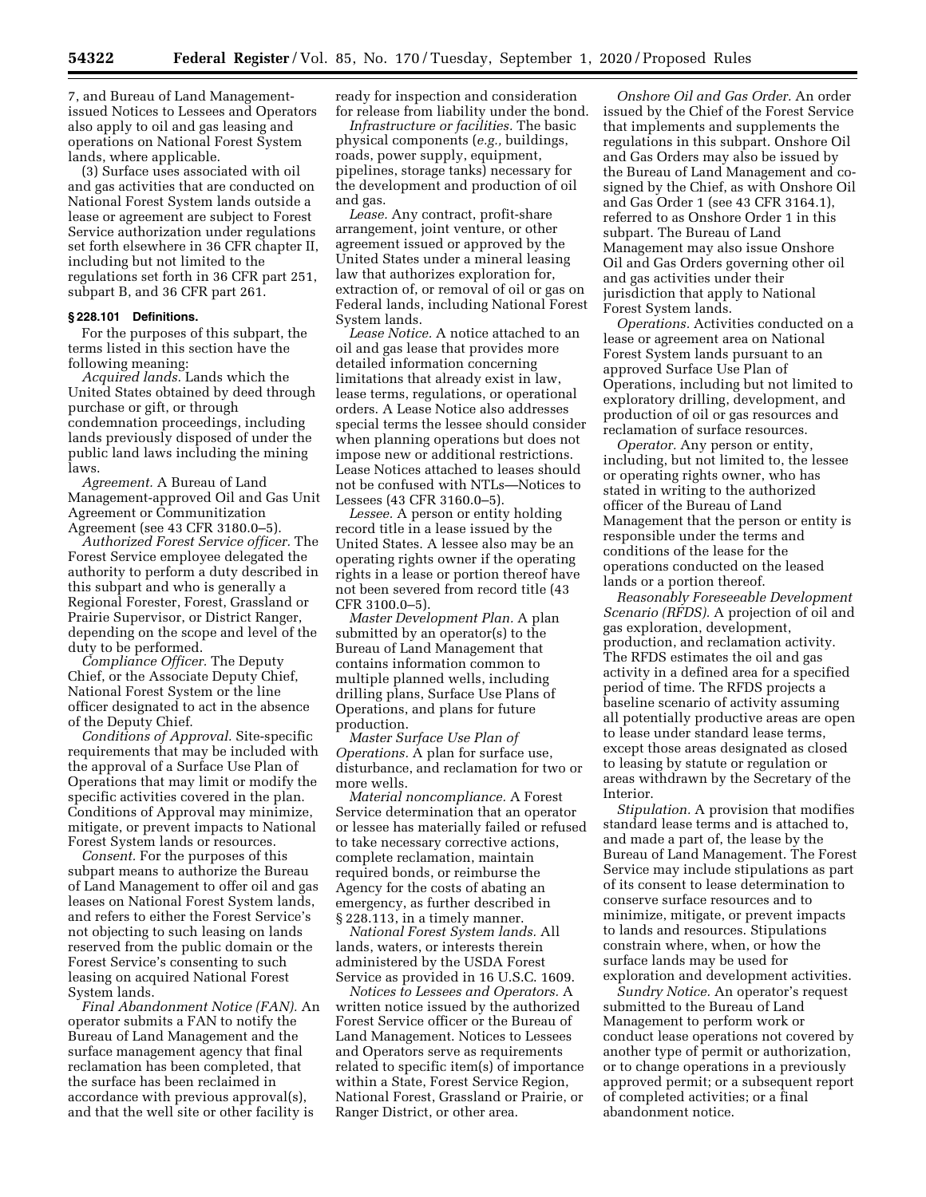7, and Bureau of Land Management-issued Notices to Lessees and Operators also apply to oil and gas leasing and operations on National Forest System lands, where applicable.

(3) Surface uses associated with oil and gas activities that are conducted on National Forest System lands outside a lease or agreement are subject to Forest Service authorization under regulations set forth elsewhere in 36 CFR chapter II, including but not limited to the regulations set forth in 36 CFR part 251, subpart B, and 36 CFR part 261.

### § 228.101 Definitions.

For the purposes of this subpart, the terms listed in this section have the following meaning:

*Acquired lands.* Lands which the United States obtained by deed through purchase or gift, or through condemnation proceedings, including lands previously disposed of under the public land laws including the mining laws.

*Agreement.* A Bureau of Land Management-approved Oil and Gas Unit Agreement or Communitization Agreement (see 43 CFR 3180.0–5).

*Authorized Forest Service officer.* The Forest Service employee delegated the authority to perform a duty described in this subpart and who is generally a Regional Forester, Forest, Grassland or Prairie Supervisor, or District Ranger, depending on the scope and level of the duty to be performed.

*Compliance Officer.* The Deputy Chief, or the Associate Deputy Chief, National Forest System or the line officer designated to act in the absence of the Deputy Chief.

*Conditions of Approval.* Site-specific requirements that may be included with the approval of a Surface Use Plan of Operations that may limit or modify the specific activities covered in the plan. Conditions of Approval may minimize, mitigate, or prevent impacts to National Forest System lands or resources.

*Consent.* For the purposes of this subpart means to authorize the Bureau of Land Management to offer oil and gas leases on National Forest System lands, and refers to either the Forest Service's not objecting to such leasing on lands reserved from the public domain or the Forest Service's consenting to such leasing on acquired National Forest System lands.

*Final Abandonment Notice (FAN).* An operator submits a FAN to notify the Bureau of Land Management and the surface management agency that final reclamation has been completed, that the surface has been reclaimed in accordance with previous approval(s), and that the well site or other facility is ready for inspection and consideration for release from liability under the bond.

*Infrastructure or facilities.* The basic physical components (*e.g.,* buildings, roads, power supply, equipment, pipelines, storage tanks) necessary for the development and production of oil and gas.

*Lease.* Any contract, profit-share arrangement, joint venture, or other agreement issued or approved by the United States under a mineral leasing law that authorizes exploration for, extraction of, or removal of oil or gas on Federal lands, including National Forest System lands.

*Lease Notice.* A notice attached to an oil and gas lease that provides more detailed information concerning limitations that already exist in law, lease terms, regulations, or operational orders. A Lease Notice also addresses special terms the lessee should consider when planning operations but does not impose new or additional restrictions. Lease Notices attached to leases should not be confused with NTLs—Notices to Lessees (43 CFR 3160.0–5).

*Lessee.* A person or entity holding record title in a lease issued by the United States. A lessee also may be an operating rights owner if the operating rights in a lease or portion thereof have not been severed from record title (43 CFR 3100.0–5).

*Master Development Plan.* A plan submitted by an operator(s) to the Bureau of Land Management that contains information common to multiple planned wells, including drilling plans, Surface Use Plans of Operations, and plans for future production.

*Master Surface Use Plan of Operations.* A plan for surface use, disturbance, and reclamation for two or more wells.

*Material noncompliance.* A Forest Service determination that an operator or lessee has materially failed or refused to take necessary corrective actions, complete reclamation, maintain required bonds, or reimburse the Agency for the costs of abating an emergency, as further described in § 228.113, in a timely manner.

*National Forest System lands.* All lands, waters, or interests therein administered by the USDA Forest Service as provided in 16 U.S.C. 1609.

*Notices to Lessees and Operators.* A written notice issued by the authorized Forest Service officer or the Bureau of Land Management. Notices to Lessees and Operators serve as requirements related to specific item(s) of importance within a State, Forest Service Region, National Forest, Grassland or Prairie, or Ranger District, or other area.

*Onshore Oil and Gas Order.* An order issued by the Chief of the Forest Service that implements and supplements the regulations in this subpart. Onshore Oil and Gas Orders may also be issued by the Bureau of Land Management and co-signed by the Chief, as with Onshore Oil and Gas Order 1 (see 43 CFR 3164.1), referred to as Onshore Order 1 in this subpart. The Bureau of Land Management may also issue Onshore Oil and Gas Orders governing other oil and gas activities under their jurisdiction that apply to National Forest System lands.

*Operations.* Activities conducted on a lease or agreement area on National Forest System lands pursuant to an approved Surface Use Plan of Operations, including but not limited to exploratory drilling, development, and production of oil or gas resources and reclamation of surface resources.

*Operator.* Any person or entity, including, but not limited to, the lessee or operating rights owner, who has stated in writing to the authorized officer of the Bureau of Land Management that the person or entity is responsible under the terms and conditions of the lease for the operations conducted on the leased lands or a portion thereof.

*Reasonably Foreseeable Development Scenario (RFDS).* A projection of oil and gas exploration, development, production, and reclamation activity. The RFDS estimates the oil and gas activity in a defined area for a specified period of time. The RFDS projects a baseline scenario of activity assuming all potentially productive areas are open to lease under standard lease terms, except those areas designated as closed to leasing by statute or regulation or areas withdrawn by the Secretary of the Interior.

*Stipulation.* A provision that modifies standard lease terms and is attached to, and made a part of, the lease by the Bureau of Land Management. The Forest Service may include stipulations as part of its consent to lease determination to conserve surface resources and to minimize, mitigate, or prevent impacts to lands and resources. Stipulations constrain where, when, or how the surface lands may be used for exploration and development activities.

*Sundry Notice.* An operator's request submitted to the Bureau of Land Management to perform work or conduct lease operations not covered by another type of permit or authorization, or to change operations in a previously approved permit; or a subsequent report of completed activities; or a final abandonment notice.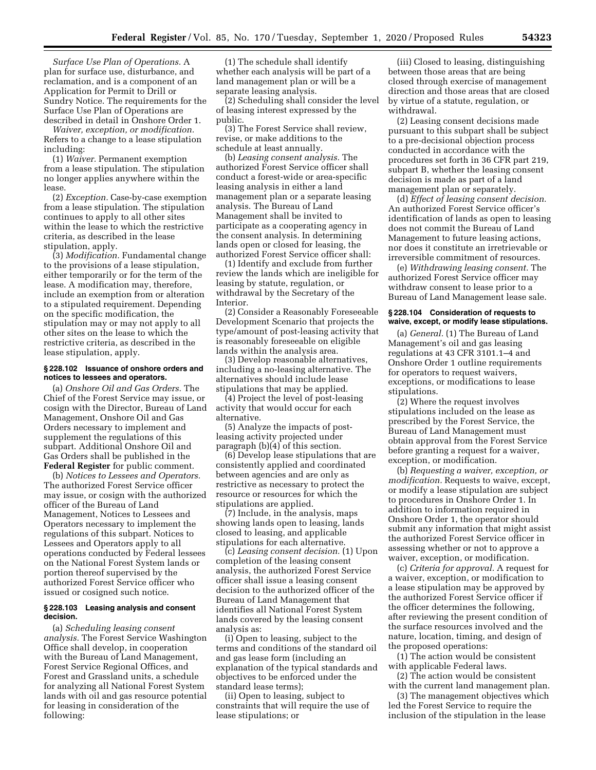*Surface Use Plan of Operations.* A plan for surface use, disturbance, and reclamation, and is a component of an Application for Permit to Drill or Sundry Notice. The requirements for the Surface Use Plan of Operations are described in detail in Onshore Order 1.

*Waiver, exception, or modification.* Refers to a change to a lease stipulation including:

(1) *Waiver.* Permanent exemption from a lease stipulation. The stipulation no longer applies anywhere within the lease.

(2) *Exception.* Case-by-case exemption from a lease stipulation. The stipulation continues to apply to all other sites within the lease to which the restrictive criteria, as described in the lease stipulation, apply.

(3) *Modification.* Fundamental change to the provisions of a lease stipulation, either temporarily or for the term of the lease. A modification may, therefore, include an exemption from or alteration to a stipulated requirement. Depending on the specific modification, the stipulation may or may not apply to all other sites on the lease to which the restrictive criteria, as described in the lease stipulation, apply.

#### § 228.102 Issuance of onshore orders and notices to lessees and operators.

(a) *Onshore Oil and Gas Orders.* The Chief of the Forest Service may issue, or cosign with the Director, Bureau of Land Management, Onshore Oil and Gas Orders necessary to implement and supplement the regulations of this subpart. Additional Onshore Oil and Gas Orders shall be published in the **Federal Register** for public comment.

(b) *Notices to Lessees and Operators.* The authorized Forest Service officer may issue, or cosign with the authorized officer of the Bureau of Land Management, Notices to Lessees and Operators necessary to implement the regulations of this subpart. Notices to Lessees and Operators apply to all operations conducted by Federal lessees on the National Forest System lands or portion thereof supervised by the authorized Forest Service officer who issued or cosigned such notice.

#### § 228.103 Leasing analysis and consent decision.

(a) *Scheduling leasing consent analysis.* The Forest Service Washington Office shall develop, in cooperation with the Bureau of Land Management, Forest Service Regional Offices, and Forest and Grassland units, a schedule for analyzing all National Forest System lands with oil and gas resource potential for leasing in consideration of the following:

(1) The schedule shall identify whether each analysis will be part of a land management plan or will be a separate leasing analysis.

(2) Scheduling shall consider the level of leasing interest expressed by the public.

(3) The Forest Service shall review, revise, or make additions to the schedule at least annually.

(b) *Leasing consent analysis.* The authorized Forest Service officer shall conduct a forest-wide or area-specific leasing analysis in either a land management plan or a separate leasing analysis. The Bureau of Land Management shall be invited to participate as a cooperating agency in the consent analysis. In determining lands open or closed for leasing, the authorized Forest Service officer shall:

(1) Identify and exclude from further review the lands which are ineligible for leasing by statute, regulation, or withdrawal by the Secretary of the Interior.

(2) Consider a Reasonably Foreseeable Development Scenario that projects the type/amount of post-leasing activity that is reasonably foreseeable on eligible lands within the analysis area.

(3) Develop reasonable alternatives, including a no-leasing alternative. The alternatives should include lease stipulations that may be applied.

(4) Project the level of post-leasing activity that would occur for each alternative.

(5) Analyze the impacts of post-leasing activity projected under paragraph (b)(4) of this section.

(6) Develop lease stipulations that are consistently applied and coordinated between agencies and are only as restrictive as necessary to protect the resource or resources for which the stipulations are applied.

(7) Include, in the analysis, maps showing lands open to leasing, lands closed to leasing, and applicable stipulations for each alternative.

(c) *Leasing consent decision.* (1) Upon completion of the leasing consent analysis, the authorized Forest Service officer shall issue a leasing consent decision to the authorized officer of the Bureau of Land Management that identifies all National Forest System lands covered by the leasing consent analysis as:

(i) Open to leasing, subject to the terms and conditions of the standard oil and gas lease form (including an explanation of the typical standards and objectives to be enforced under the standard lease terms);

(ii) Open to leasing, subject to constraints that will require the use of lease stipulations; or

(iii) Closed to leasing, distinguishing between those areas that are being closed through exercise of management direction and those areas that are closed by virtue of a statute, regulation, or withdrawal.

(2) Leasing consent decisions made pursuant to this subpart shall be subject to a pre-decisional objection process conducted in accordance with the procedures set forth in 36 CFR part 219, subpart B, whether the leasing consent decision is made as part of a land management plan or separately.

(d) *Effect of leasing consent decision.* An authorized Forest Service officer's identification of lands as open to leasing does not commit the Bureau of Land Management to future leasing actions, nor does it constitute an irretrievable or irreversible commitment of resources.

(e) *Withdrawing leasing consent.* The authorized Forest Service officer may withdraw consent to lease prior to a Bureau of Land Management lease sale.

#### § 228.104 Consideration of requests to waive, except, or modify lease stipulations.

(a) *General.* (1) The Bureau of Land Management's oil and gas leasing regulations at 43 CFR 3101.1–4 and Onshore Order 1 outline requirements for operators to request waivers, exceptions, or modifications to lease stipulations.

(2) Where the request involves stipulations included on the lease as prescribed by the Forest Service, the Bureau of Land Management must obtain approval from the Forest Service before granting a request for a waiver, exception, or modification.

(b) *Requesting a waiver, exception, or modification.* Requests to waive, except, or modify a lease stipulation are subject to procedures in Onshore Order 1. In addition to information required in Onshore Order 1, the operator should submit any information that might assist the authorized Forest Service officer in assessing whether or not to approve a waiver, exception, or modification.

(c) *Criteria for approval.* A request for a waiver, exception, or modification to a lease stipulation may be approved by the authorized Forest Service officer if the officer determines the following, after reviewing the present condition of the surface resources involved and the nature, location, timing, and design of the proposed operations:

(1) The action would be consistent with applicable Federal laws.

(2) The action would be consistent with the current land management plan.

(3) The management objectives which led the Forest Service to require the inclusion of the stipulation in the lease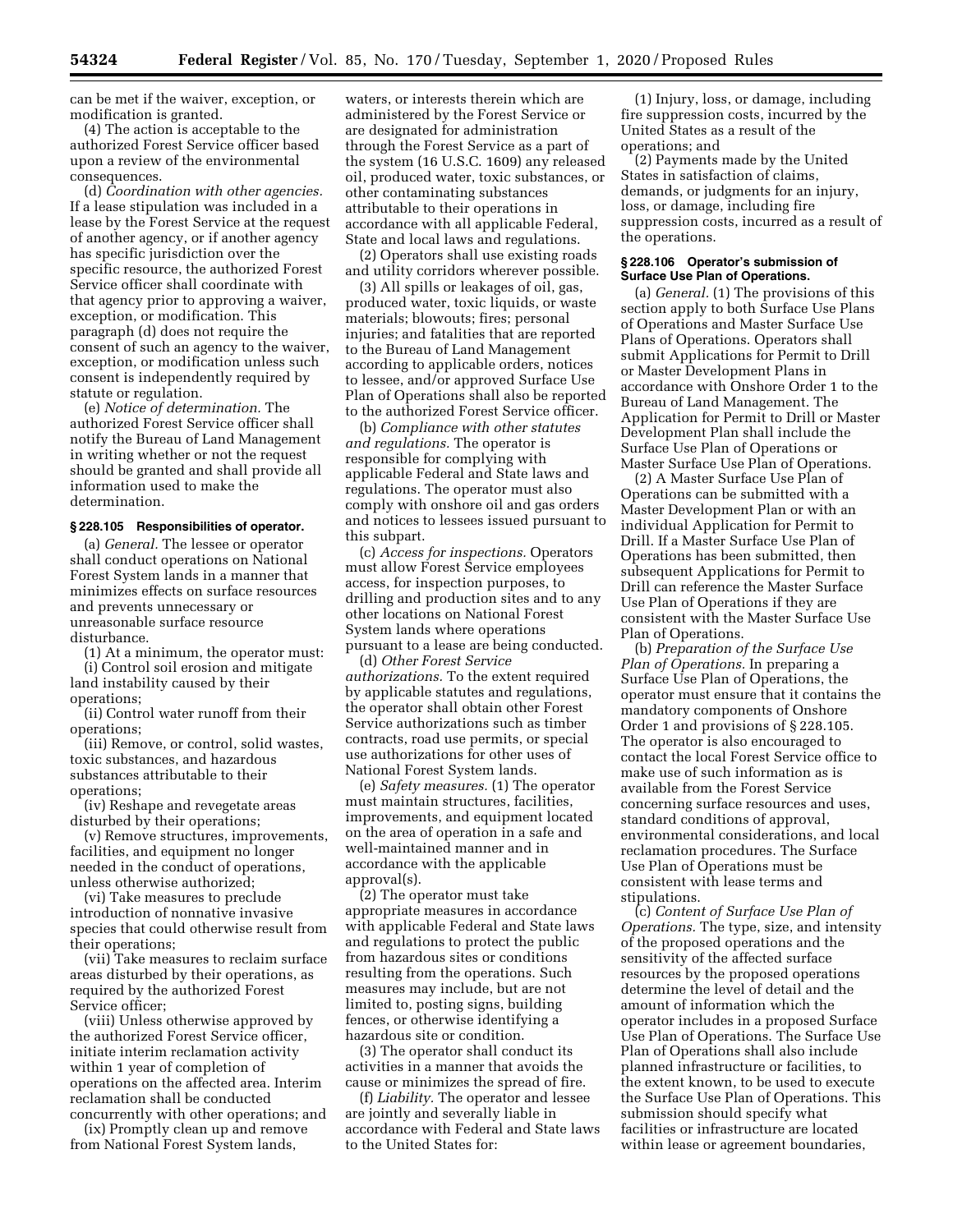can be met if the waiver, exception, or modification is granted.

(4) The action is acceptable to the authorized Forest Service officer based upon a review of the environmental consequences.

(d) *Coordination with other agencies.* If a lease stipulation was included in a lease by the Forest Service at the request of another agency, or if another agency has specific jurisdiction over the specific resource, the authorized Forest Service officer shall coordinate with that agency prior to approving a waiver, exception, or modification. This paragraph (d) does not require the consent of such an agency to the waiver, exception, or modification unless such consent is independently required by statute or regulation.

(e) *Notice of determination.* The authorized Forest Service officer shall notify the Bureau of Land Management in writing whether or not the request should be granted and shall provide all information used to make the determination.

#### § 228.105 Responsibilities of operator.

(a) *General.* The lessee or operator shall conduct operations on National Forest System lands in a manner that minimizes effects on surface resources and prevents unnecessary or unreasonable surface resource disturbance.

(1) At a minimum, the operator must:

(i) Control soil erosion and mitigate land instability caused by their operations;

(ii) Control water runoff from their operations;

(iii) Remove, or control, solid wastes, toxic substances, and hazardous substances attributable to their operations;

(iv) Reshape and revegetate areas disturbed by their operations;

(v) Remove structures, improvements, facilities, and equipment no longer needed in the conduct of operations, unless otherwise authorized;

(vi) Take measures to preclude introduction of nonnative invasive species that could otherwise result from their operations;

(vii) Take measures to reclaim surface areas disturbed by their operations, as required by the authorized Forest Service officer;

(viii) Unless otherwise approved by the authorized Forest Service officer, initiate interim reclamation activity within 1 year of completion of operations on the affected area. Interim reclamation shall be conducted concurrently with other operations; and

(ix) Promptly clean up and remove from National Forest System lands, waters, or interests therein which are administered by the Forest Service or are designated for administration through the Forest Service as a part of the system (16 U.S.C. 1609) any released oil, produced water, toxic substances, or other contaminating substances attributable to their operations in accordance with all applicable Federal, State and local laws and regulations.

(2) Operators shall use existing roads and utility corridors wherever possible.

(3) All spills or leakages of oil, gas, produced water, toxic liquids, or waste materials; blowouts; fires; personal injuries; and fatalities that are reported to the Bureau of Land Management according to applicable orders, notices to lessee, and/or approved Surface Use Plan of Operations shall also be reported to the authorized Forest Service officer.

(b) *Compliance with other statutes and regulations.* The operator is responsible for complying with applicable Federal and State laws and regulations. The operator must also comply with onshore oil and gas orders and notices to lessees issued pursuant to this subpart.

(c) *Access for inspections.* Operators must allow Forest Service employees access, for inspection purposes, to drilling and production sites and to any other locations on National Forest System lands where operations pursuant to a lease are being conducted.

(d) *Other Forest Service authorizations.* To the extent required by applicable statutes and regulations, the operator shall obtain other Forest Service authorizations such as timber contracts, road use permits, or special use authorizations for other uses of National Forest System lands.

(e) *Safety measures.* (1) The operator must maintain structures, facilities, improvements, and equipment located on the area of operation in a safe and well-maintained manner and in accordance with the applicable approval(s).

(2) The operator must take appropriate measures in accordance with applicable Federal and State laws and regulations to protect the public from hazardous sites or conditions resulting from the operations. Such measures may include, but are not limited to, posting signs, building fences, or otherwise identifying a hazardous site or condition.

(3) The operator shall conduct its activities in a manner that avoids the cause or minimizes the spread of fire.

(f) *Liability.* The operator and lessee are jointly and severally liable in accordance with Federal and State laws to the United States for:

(1) Injury, loss, or damage, including fire suppression costs, incurred by the United States as a result of the operations; and

(2) Payments made by the United States in satisfaction of claims, demands, or judgments for an injury, loss, or damage, including fire suppression costs, incurred as a result of the operations.

#### § 228.106 Operator's submission of Surface Use Plan of Operations.

(a) *General.* (1) The provisions of this section apply to both Surface Use Plans of Operations and Master Surface Use Plans of Operations. Operators shall submit Applications for Permit to Drill or Master Development Plans in accordance with Onshore Order 1 to the Bureau of Land Management. The Application for Permit to Drill or Master Development Plan shall include the Surface Use Plan of Operations or Master Surface Use Plan of Operations.

(2) A Master Surface Use Plan of Operations can be submitted with a Master Development Plan or with an individual Application for Permit to Drill. If a Master Surface Use Plan of Operations has been submitted, then subsequent Applications for Permit to Drill can reference the Master Surface Use Plan of Operations if they are consistent with the Master Surface Use Plan of Operations.

(b) *Preparation of the Surface Use Plan of Operations.* In preparing a Surface Use Plan of Operations, the operator must ensure that it contains the mandatory components of Onshore Order 1 and provisions of § 228.105. The operator is also encouraged to contact the local Forest Service office to make use of such information as is available from the Forest Service concerning surface resources and uses, standard conditions of approval, environmental considerations, and local reclamation procedures. The Surface Use Plan of Operations must be consistent with lease terms and stipulations.

(c) *Content of Surface Use Plan of Operations.* The type, size, and intensity of the proposed operations and the sensitivity of the affected surface resources by the proposed operations determine the level of detail and the amount of information which the operator includes in a proposed Surface Use Plan of Operations. The Surface Use Plan of Operations shall also include planned infrastructure or facilities, to the extent known, to be used to execute the Surface Use Plan of Operations. This submission should specify what facilities or infrastructure are located within lease or agreement boundaries,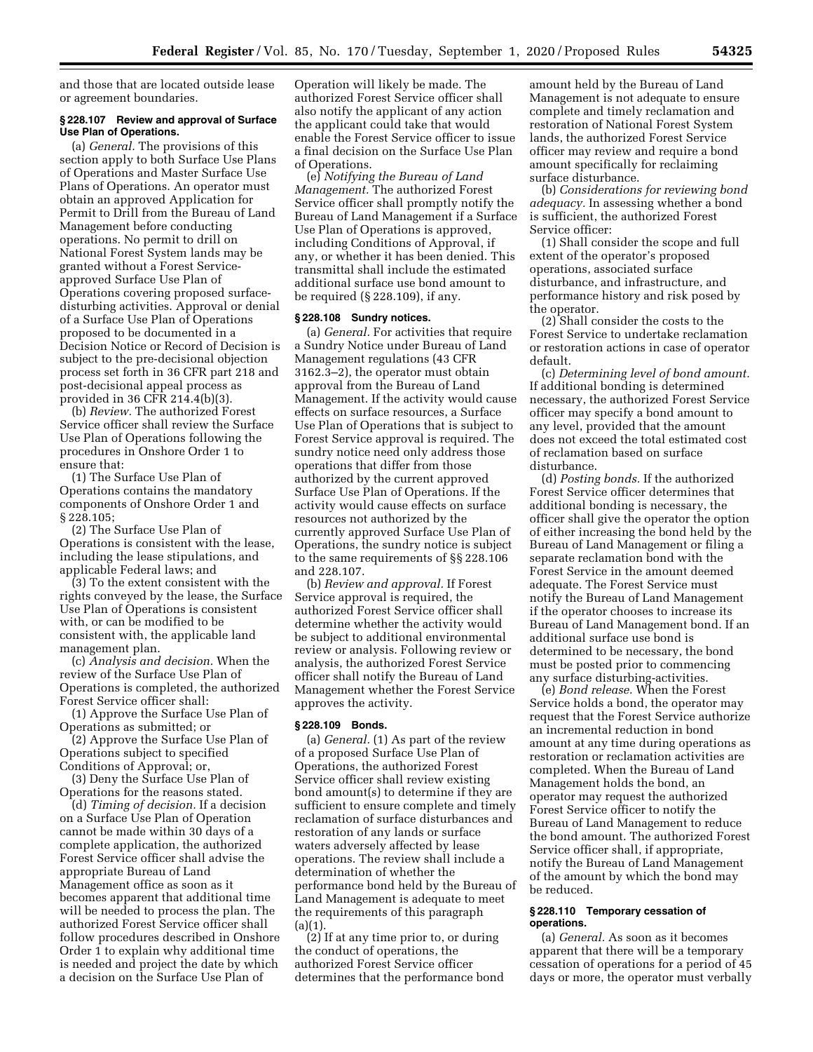and those that are located outside lease or agreement boundaries.

### § 228.107 Review and approval of Surface Use Plan of Operations.

(a) *General.* The provisions of this section apply to both Surface Use Plans of Operations and Master Surface Use Plans of Operations. An operator must obtain an approved Application for Permit to Drill from the Bureau of Land Management before conducting operations. No permit to drill on National Forest System lands may be granted without a Forest Service-approved Surface Use Plan of Operations covering proposed surface-disturbing activities. Approval or denial of a Surface Use Plan of Operations proposed to be documented in a Decision Notice or Record of Decision is subject to the pre-decisional objection process set forth in 36 CFR part 218 and post-decisional appeal process as provided in 36 CFR 214.4(b)(3).

(b) *Review.* The authorized Forest Service officer shall review the Surface Use Plan of Operations following the procedures in Onshore Order 1 to ensure that:

(1) The Surface Use Plan of Operations contains the mandatory components of Onshore Order 1 and § 228.105;

(2) The Surface Use Plan of Operations is consistent with the lease, including the lease stipulations, and applicable Federal laws; and

(3) To the extent consistent with the rights conveyed by the lease, the Surface Use Plan of Operations is consistent with, or can be modified to be consistent with, the applicable land management plan.

(c) *Analysis and decision.* When the review of the Surface Use Plan of Operations is completed, the authorized Forest Service officer shall:

(1) Approve the Surface Use Plan of Operations as submitted; or

(2) Approve the Surface Use Plan of Operations subject to specified Conditions of Approval; or,

(3) Deny the Surface Use Plan of Operations for the reasons stated.

(d) *Timing of decision.* If a decision on a Surface Use Plan of Operation cannot be made within 30 days of a complete application, the authorized Forest Service officer shall advise the appropriate Bureau of Land Management office as soon as it becomes apparent that additional time will be needed to process the plan. The authorized Forest Service officer shall follow procedures described in Onshore Order 1 to explain why additional time is needed and project the date by which a decision on the Surface Use Plan of Operation will likely be made. The authorized Forest Service officer shall also notify the applicant of any action the applicant could take that would enable the Forest Service officer to issue a final decision on the Surface Use Plan of Operations.

(e) *Notifying the Bureau of Land Management.* The authorized Forest Service officer shall promptly notify the Bureau of Land Management if a Surface Use Plan of Operations is approved, including Conditions of Approval, if any, or whether it has been denied. This transmittal shall include the estimated additional surface use bond amount to be required (§ 228.109), if any.

### § 228.108 Sundry notices.

(a) *General.* For activities that require a Sundry Notice under Bureau of Land Management regulations (43 CFR 3162.3–2), the operator must obtain approval from the Bureau of Land Management. If the activity would cause effects on surface resources, a Surface Use Plan of Operations that is subject to Forest Service approval is required. The sundry notice need only address those operations that differ from those authorized by the current approved Surface Use Plan of Operations. If the activity would cause effects on surface resources not authorized by the currently approved Surface Use Plan of Operations, the sundry notice is subject to the same requirements of §§ 228.106 and 228.107.

(b) *Review and approval.* If Forest Service approval is required, the authorized Forest Service officer shall determine whether the activity would be subject to additional environmental review or analysis. Following review or analysis, the authorized Forest Service officer shall notify the Bureau of Land Management whether the Forest Service approves the activity.

### § 228.109 Bonds.

(a) *General.* (1) As part of the review of a proposed Surface Use Plan of Operations, the authorized Forest Service officer shall review existing bond amount(s) to determine if they are sufficient to ensure complete and timely reclamation of surface disturbances and restoration of any lands or surface waters adversely affected by lease operations. The review shall include a determination of whether the performance bond held by the Bureau of Land Management is adequate to meet the requirements of this paragraph (a)(1).

(2) If at any time prior to, or during the conduct of operations, the authorized Forest Service officer determines that the performance bond amount held by the Bureau of Land Management is not adequate to ensure complete and timely reclamation and restoration of National Forest System lands, the authorized Forest Service officer may review and require a bond amount specifically for reclaiming surface disturbance.

(b) *Considerations for reviewing bond adequacy.* In assessing whether a bond is sufficient, the authorized Forest Service officer:

(1) Shall consider the scope and full extent of the operator's proposed operations, associated surface disturbance, and infrastructure, and performance history and risk posed by the operator.

(2) Shall consider the costs to the Forest Service to undertake reclamation or restoration actions in case of operator default.

(c) *Determining level of bond amount.* If additional bonding is determined necessary, the authorized Forest Service officer may specify a bond amount to any level, provided that the amount does not exceed the total estimated cost of reclamation based on surface disturbance.

(d) *Posting bonds.* If the authorized Forest Service officer determines that additional bonding is necessary, the officer shall give the operator the option of either increasing the bond held by the Bureau of Land Management or filing a separate reclamation bond with the Forest Service in the amount deemed adequate. The Forest Service must notify the Bureau of Land Management if the operator chooses to increase its Bureau of Land Management bond. If an additional surface use bond is determined to be necessary, the bond must be posted prior to commencing any surface disturbing-activities.

(e) *Bond release.* When the Forest Service holds a bond, the operator may request that the Forest Service authorize an incremental reduction in bond amount at any time during operations as restoration or reclamation activities are completed. When the Bureau of Land Management holds the bond, an operator may request the authorized Forest Service officer to notify the Bureau of Land Management to reduce the bond amount. The authorized Forest Service officer shall, if appropriate, notify the Bureau of Land Management of the amount by which the bond may be reduced.

### § 228.110 Temporary cessation of operations.

(a) *General.* As soon as it becomes apparent that there will be a temporary cessation of operations for a period of 45 days or more, the operator must verbally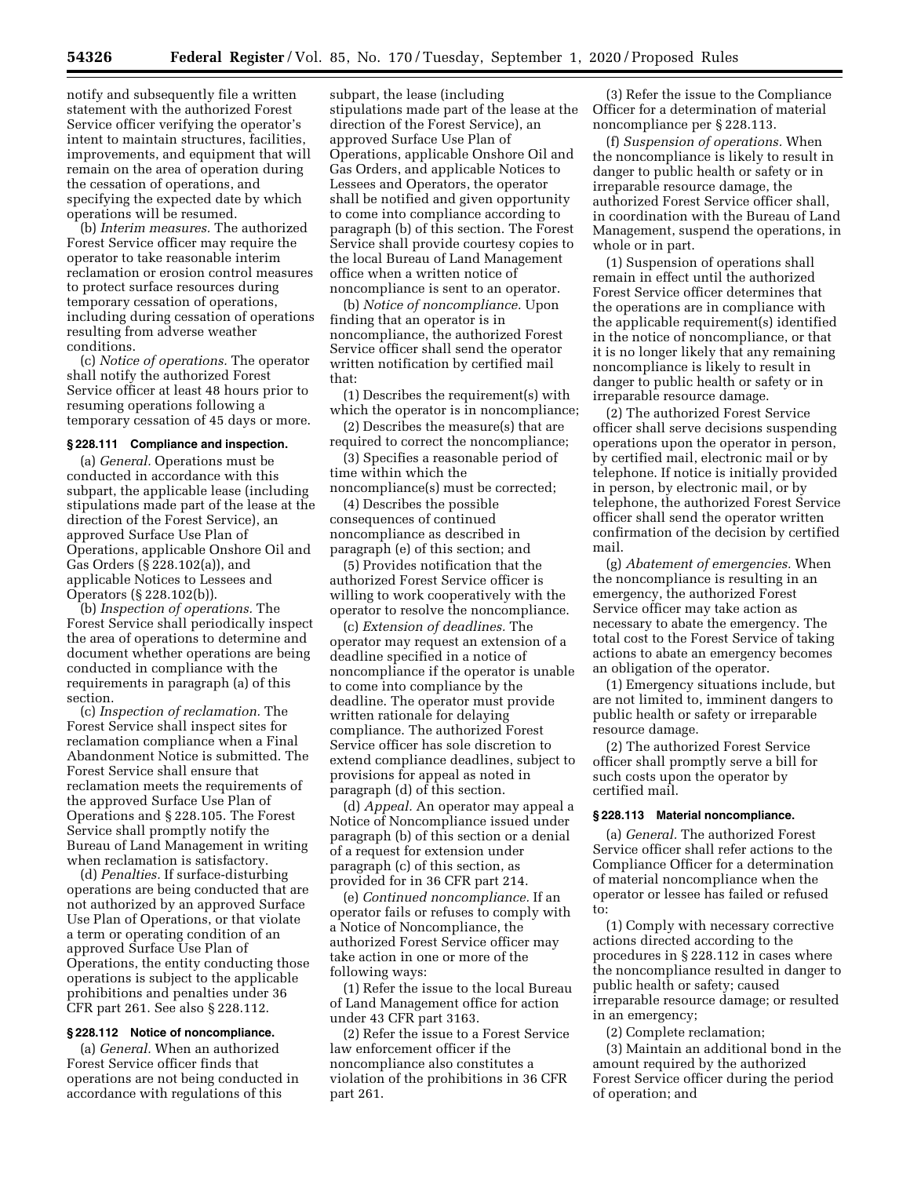notify and subsequently file a written statement with the authorized Forest Service officer verifying the operator's intent to maintain structures, facilities, improvements, and equipment that will remain on the area of operation during the cessation of operations, and specifying the expected date by which operations will be resumed.

(b) *Interim measures.* The authorized Forest Service officer may require the operator to take reasonable interim reclamation or erosion control measures to protect surface resources during temporary cessation of operations, including during cessation of operations resulting from adverse weather conditions.

(c) *Notice of operations.* The operator shall notify the authorized Forest Service officer at least 48 hours prior to resuming operations following a temporary cessation of 45 days or more.

#### § 228.111 Compliance and inspection.

(a) *General.* Operations must be conducted in accordance with this subpart, the applicable lease (including stipulations made part of the lease at the direction of the Forest Service), an approved Surface Use Plan of Operations, applicable Onshore Oil and Gas Orders (§ 228.102(a)), and applicable Notices to Lessees and Operators (§ 228.102(b)).

(b) *Inspection of operations.* The Forest Service shall periodically inspect the area of operations to determine and document whether operations are being conducted in compliance with the requirements in paragraph (a) of this section.

(c) *Inspection of reclamation.* The Forest Service shall inspect sites for reclamation compliance when a Final Abandonment Notice is submitted. The Forest Service shall ensure that reclamation meets the requirements of the approved Surface Use Plan of Operations and § 228.105. The Forest Service shall promptly notify the Bureau of Land Management in writing when reclamation is satisfactory.

(d) *Penalties.* If surface-disturbing operations are being conducted that are not authorized by an approved Surface Use Plan of Operations, or that violate a term or operating condition of an approved Surface Use Plan of Operations, the entity conducting those operations is subject to the applicable prohibitions and penalties under 36 CFR part 261. See also § 228.112.

#### § 228.112 Notice of noncompliance.

(a) *General.* When an authorized Forest Service officer finds that operations are not being conducted in accordance with regulations of this subpart, the lease (including stipulations made part of the lease at the direction of the Forest Service), an approved Surface Use Plan of Operations, applicable Onshore Oil and Gas Orders, and applicable Notices to Lessees and Operators, the operator shall be notified and given opportunity to come into compliance according to paragraph (b) of this section. The Forest Service shall provide courtesy copies to the local Bureau of Land Management office when a written notice of noncompliance is sent to an operator.

(b) *Notice of noncompliance.* Upon finding that an operator is in noncompliance, the authorized Forest Service officer shall send the operator written notification by certified mail that:

(1) Describes the requirement(s) with which the operator is in noncompliance;

(2) Describes the measure(s) that are required to correct the noncompliance;

(3) Specifies a reasonable period of time within which the noncompliance(s) must be corrected;

(4) Describes the possible consequences of continued noncompliance as described in paragraph (e) of this section; and

(5) Provides notification that the authorized Forest Service officer is willing to work cooperatively with the operator to resolve the noncompliance.

(c) *Extension of deadlines.* The operator may request an extension of a deadline specified in a notice of noncompliance if the operator is unable to come into compliance by the deadline. The operator must provide written rationale for delaying compliance. The authorized Forest Service officer has sole discretion to extend compliance deadlines, subject to provisions for appeal as noted in paragraph (d) of this section.

(d) *Appeal.* An operator may appeal a Notice of Noncompliance issued under paragraph (b) of this section or a denial of a request for extension under paragraph (c) of this section, as provided for in 36 CFR part 214.

(e) *Continued noncompliance.* If an operator fails or refuses to comply with a Notice of Noncompliance, the authorized Forest Service officer may take action in one or more of the following ways:

(1) Refer the issue to the local Bureau of Land Management office for action under 43 CFR part 3163.

(2) Refer the issue to a Forest Service law enforcement officer if the noncompliance also constitutes a violation of the prohibitions in 36 CFR part 261.

(3) Refer the issue to the Compliance Officer for a determination of material noncompliance per § 228.113.

(f) *Suspension of operations.* When the noncompliance is likely to result in danger to public health or safety or in irreparable resource damage, the authorized Forest Service officer shall, in coordination with the Bureau of Land Management, suspend the operations, in whole or in part.

(1) Suspension of operations shall remain in effect until the authorized Forest Service officer determines that the operations are in compliance with the applicable requirement(s) identified in the notice of noncompliance, or that it is no longer likely that any remaining noncompliance is likely to result in danger to public health or safety or in irreparable resource damage.

(2) The authorized Forest Service officer shall serve decisions suspending operations upon the operator in person, by certified mail, electronic mail or by telephone. If notice is initially provided in person, by electronic mail, or by telephone, the authorized Forest Service officer shall send the operator written confirmation of the decision by certified mail.

(g) *Abatement of emergencies.* When the noncompliance is resulting in an emergency, the authorized Forest Service officer may take action as necessary to abate the emergency. The total cost to the Forest Service of taking actions to abate an emergency becomes an obligation of the operator.

(1) Emergency situations include, but are not limited to, imminent dangers to public health or safety or irreparable resource damage.

(2) The authorized Forest Service officer shall promptly serve a bill for such costs upon the operator by certified mail.

#### § 228.113 Material noncompliance.

(a) *General.* The authorized Forest Service officer shall refer actions to the Compliance Officer for a determination of material noncompliance when the operator or lessee has failed or refused to:

(1) Comply with necessary corrective actions directed according to the procedures in § 228.112 in cases where the noncompliance resulted in danger to public health or safety; caused irreparable resource damage; or resulted in an emergency;

(2) Complete reclamation;

(3) Maintain an additional bond in the amount required by the authorized Forest Service officer during the period of operation; and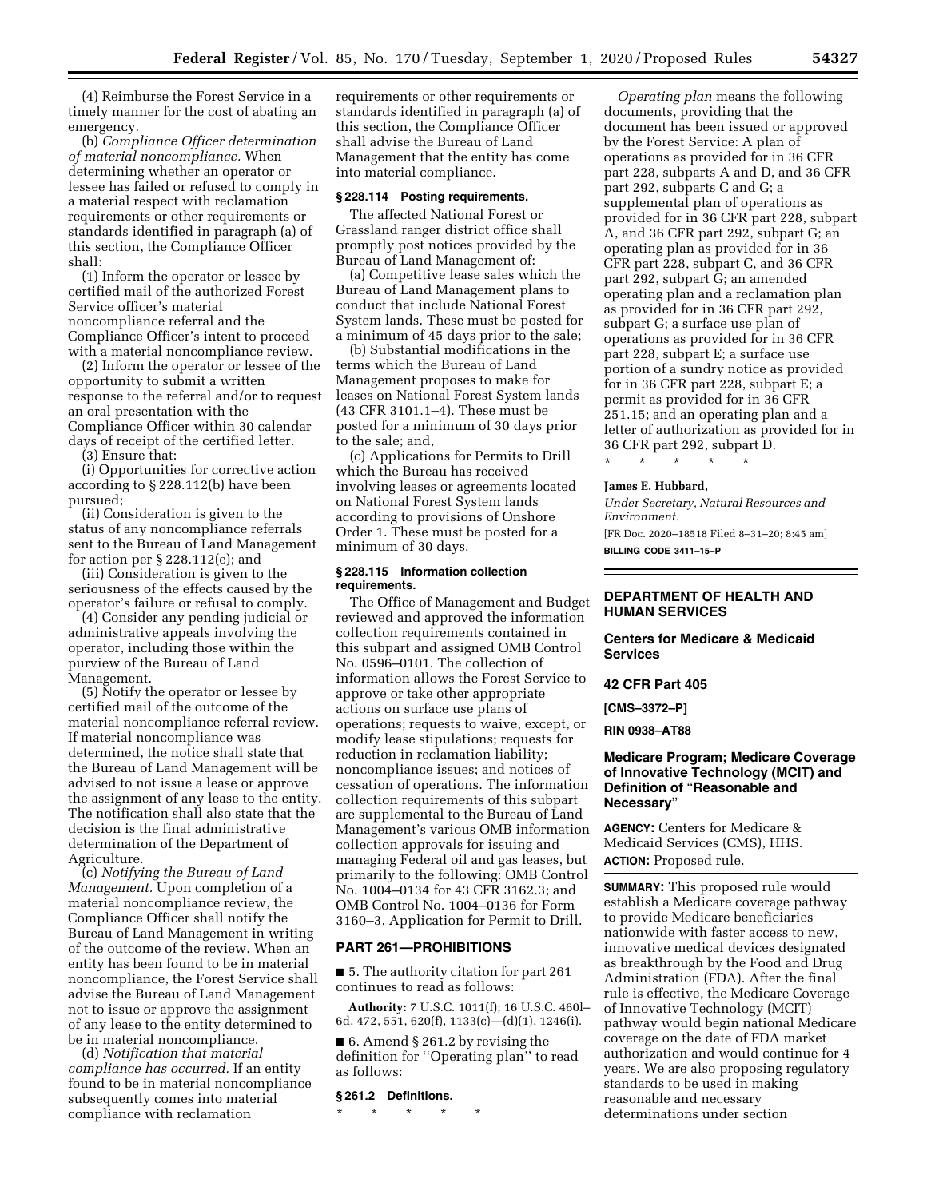(4) Reimburse the Forest Service in a timely manner for the cost of abating an emergency.

(b) *Compliance Officer determination of material noncompliance.* When determining whether an operator or lessee has failed or refused to comply in a material respect with reclamation requirements or other requirements or standards identified in paragraph (a) of this section, the Compliance Officer shall:

(1) Inform the operator or lessee by certified mail of the authorized Forest Service officer's material noncompliance referral and the Compliance Officer's intent to proceed with a material noncompliance review.

(2) Inform the operator or lessee of the opportunity to submit a written response to the referral and/or to request an oral presentation with the Compliance Officer within 30 calendar days of receipt of the certified letter.

(3) Ensure that:

(i) Opportunities for corrective action according to § 228.112(b) have been pursued;

(ii) Consideration is given to the status of any noncompliance referrals sent to the Bureau of Land Management for action per § 228.112(e); and

(iii) Consideration is given to the seriousness of the effects caused by the operator's failure or refusal to comply.

(4) Consider any pending judicial or administrative appeals involving the operator, including those within the purview of the Bureau of Land Management.

(5) Notify the operator or lessee by certified mail of the outcome of the material noncompliance referral review. If material noncompliance was determined, the notice shall state that the Bureau of Land Management will be advised to not issue a lease or approve the assignment of any lease to the entity. The notification shall also state that the decision is the final administrative determination of the Department of Agriculture.

(c) *Notifying the Bureau of Land Management.* Upon completion of a material noncompliance review, the Compliance Officer shall notify the Bureau of Land Management in writing of the outcome of the review. When an entity has been found to be in material noncompliance, the Forest Service shall advise the Bureau of Land Management not to issue or approve the assignment of any lease to the entity determined to be in material noncompliance.

(d) *Notification that material compliance has occurred.* If an entity found to be in material noncompliance subsequently comes into material compliance with reclamation requirements or other requirements or standards identified in paragraph (a) of this section, the Compliance Officer shall advise the Bureau of Land Management that the entity has come into material compliance.

**§ 228.114 Posting requirements.**

The affected National Forest or Grassland ranger district office shall promptly post notices provided by the Bureau of Land Management of:

(a) Competitive lease sales which the Bureau of Land Management plans to conduct that include National Forest System lands. These must be posted for a minimum of 45 days prior to the sale;

(b) Substantial modifications in the terms which the Bureau of Land Management proposes to make for leases on National Forest System lands (43 CFR 3101.1–4). These must be posted for a minimum of 30 days prior to the sale; and,

(c) Applications for Permits to Drill which the Bureau has received involving leases or agreements located on National Forest System lands according to provisions of Onshore Order 1. These must be posted for a minimum of 30 days.

**§ 228.115 Information collection requirements.**

The Office of Management and Budget reviewed and approved the information collection requirements contained in this subpart and assigned OMB Control No. 0596–0101. The collection of information allows the Forest Service to approve or take other appropriate actions on surface use plans of operations; requests to waive, except, or modify lease stipulations; requests for reduction in reclamation liability; noncompliance issues; and notices of cessation of operations. The information collection requirements of this subpart are supplemental to the Bureau of Land Management's various OMB information collection approvals for issuing and managing Federal oil and gas leases, but primarily to the following: OMB Control No. 1004–0134 for 43 CFR 3162.3; and OMB Control No. 1004–0136 for Form 3160–3, Application for Permit to Drill.

## PART 261—PROHIBITIONS

■ 5. The authority citation for part 261 continues to read as follows:

**Authority:** 7 U.S.C. 1011(f); 16 U.S.C. 460l–6d, 472, 551, 620(f), 1133(c)—(d)(1), 1246(i).

■ 6. Amend § 261.2 by revising the definition for ''Operating plan'' to read as follows:

**§ 261.2 Definitions.**

\* \* \* \* \*

*Operating plan* means the following documents, providing that the document has been issued or approved by the Forest Service: A plan of operations as provided for in 36 CFR part 228, subparts A and D, and 36 CFR part 292, subparts C and G; a supplemental plan of operations as provided for in 36 CFR part 228, subpart A, and 36 CFR part 292, subpart G; an operating plan as provided for in 36 CFR part 228, subpart C, and 36 CFR part 292, subpart G; an amended operating plan and a reclamation plan as provided for in 36 CFR part 292, subpart G; a surface use plan of operations as provided for in 36 CFR part 228, subpart E; a surface use portion of a sundry notice as provided for in 36 CFR part 228, subpart E; a permit as provided for in 36 CFR 251.15; and an operating plan and a letter of authorization as provided for in 36 CFR part 292, subpart D.

\* \* \* \* \*

**James E. Hubbard,**

*Under Secretary, Natural Resources and Environment.*

[FR Doc. 2020–18518 Filed 8–31–20; 8:45 am]

**BILLING CODE 3411–15–P**

## DEPARTMENT OF HEALTH AND HUMAN SERVICES

### Centers for Medicare & Medicaid Services

### 42 CFR Part 405

**[CMS–3372–P]**

**RIN 0938–AT88**

### Medicare Program; Medicare Coverage of Innovative Technology (MCIT) and Definition of ''Reasonable and Necessary''

**AGENCY:** Centers for Medicare & Medicaid Services (CMS), HHS.

**ACTION:** Proposed rule.

**SUMMARY:** This proposed rule would establish a Medicare coverage pathway to provide Medicare beneficiaries nationwide with faster access to new, innovative medical devices designated as breakthrough by the Food and Drug Administration (FDA). After the final rule is effective, the Medicare Coverage of Innovative Technology (MCIT) pathway would begin national Medicare coverage on the date of FDA market authorization and would continue for 4 years. We are also proposing regulatory standards to be used in making reasonable and necessary determinations under section